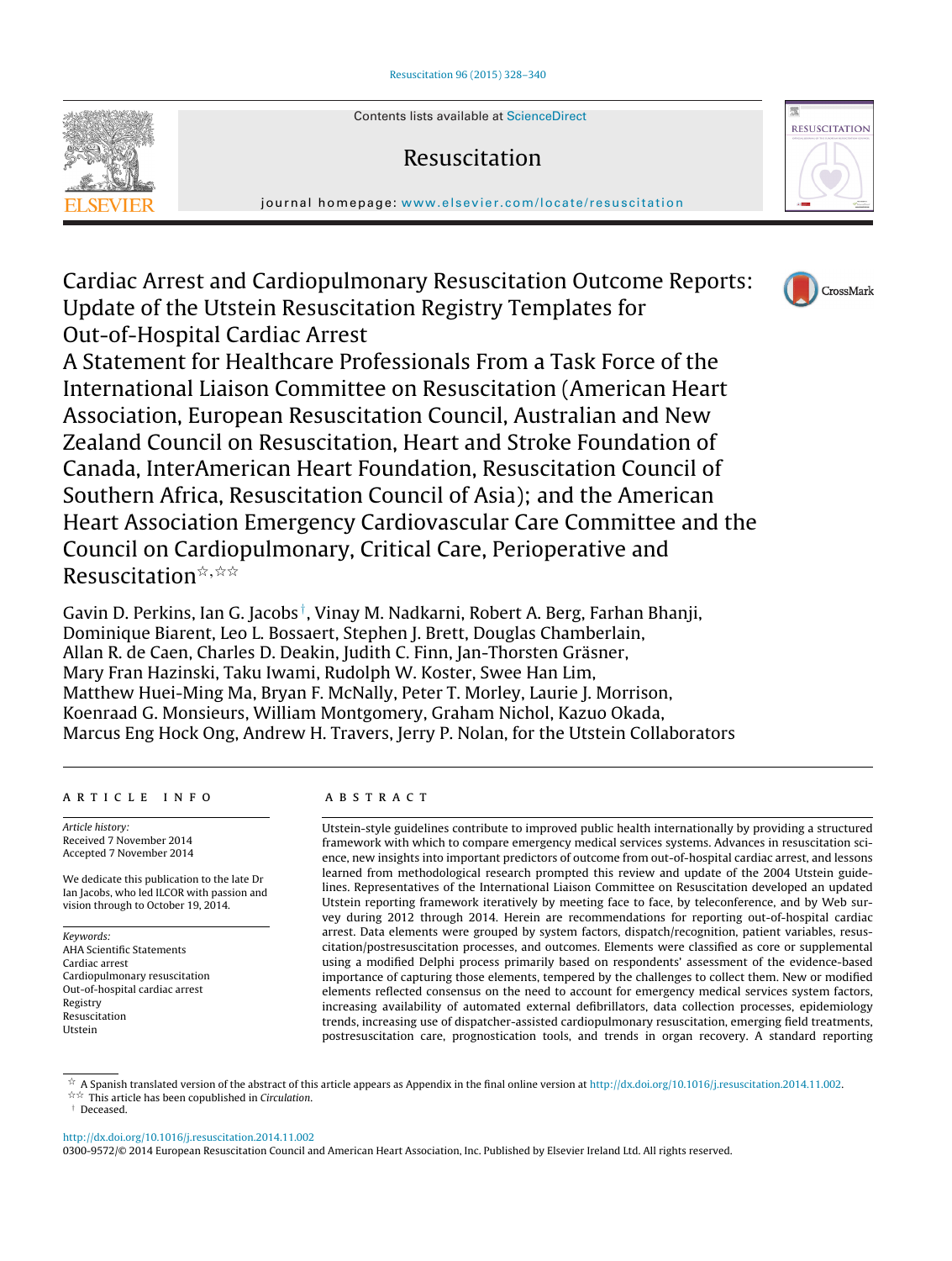# Cardiac Arrest and Cardiopulmonary Resuscitation Outcome Reports: Update of the Utstein Resuscitation Registry Templates for Out-of-Hospital Cardiac Arrest

## A Statement for Healthcare Professionals From a Task Force of the International Liaison Committee on Resuscitation (American Heart Association, European Resuscitation Council, Australian and New Zealand Council on Resuscitation, Heart and Stroke Foundation of Canada, InterAmerican Heart Foundation, Resuscitation Council of Southern Africa, Resuscitation Council of Asia); and the American Heart Association Emergency Cardiovascular Care Committee and the Council on Cardiopulmonary, Critical Care, Perioperative and Resuscitation☆,☆☆

Gavin D. Perkins, Ian G. Jacobs[†], Vinay M. Nadkarni, Robert A. Berg, Farhan Bhanji, Dominique Biarent, Leo L. Bossaert, Stephen J. Brett, Douglas Chamberlain, Allan R. de Caen, Charles D. Deakin, Judith C. Finn, Jan-Thorsten Gräsner, Mary Fran Hazinski, Taku Iwami, Rudolph W. Koster, Swee Han Lim, Matthew Huei-Ming Ma, Bryan F. McNally, Peter T. Morley, Laurie J. Morrison, Koenraad G. Monsieurs, William Montgomery, Graham Nichol, Kazuo Okada, Marcus Eng Hock Ong, Andrew H. Travers, Jerry P. Nolan, for the Utstein Collaborators

### ARTICLE INFO

*Article history:*
Received 7 November 2014
Accepted 7 November 2014

We dedicate this publication to the late Dr Ian Jacobs, who led ILCOR with passion and vision through to October 19, 2014.

*Keywords:*
AHA Scientific Statements
Cardiac arrest
Cardiopulmonary resuscitation
Out-of-hospital cardiac arrest
Registry
Resuscitation
Utstein

### ABSTRACT

Utstein-style guidelines contribute to improved public health internationally by providing a structured framework with which to compare emergency medical services systems. Advances in resuscitation science, new insights into important predictors of outcome from out-of-hospital cardiac arrest, and lessons learned from methodological research prompted this review and update of the 2004 Utstein guidelines. Representatives of the International Liaison Committee on Resuscitation developed an updated Utstein reporting framework iteratively by meeting face to face, by teleconference, and by Web survey during 2012 through 2014. Herein are recommendations for reporting out-of-hospital cardiac arrest. Data elements were grouped by system factors, dispatch/recognition, patient variables, resuscitation/postresuscitation processes, and outcomes. Elements were classified as core or supplemental using a modified Delphi process primarily based on respondents' assessment of the evidence-based importance of capturing those elements, tempered by the challenges to collect them. New or modified elements reflected consensus on the need to account for emergency medical services system factors, increasing availability of automated external defibrillators, data collection processes, epidemiology trends, increasing availability of dispatcher-assisted cardiopulmonary resuscitation, emerging field treatments, postresuscitation care, prognostication tools, and trends in organ recovery. A standard reporting

☆ A Spanish translated version of the abstract of this article appears as Appendix in the final online version at http://dx.doi.org/10.1016/j.resuscitation.2014.11.002.
☆☆ This article has been copublished in *Circulation*.
† Deceased.

http://dx.doi.org/10.1016/j.resuscitation.2014.11.002
0300-9572/© 2014 European Resuscitation Council and American Heart Association, Inc. Published by Elsevier Ireland Ltd. All rights reserved.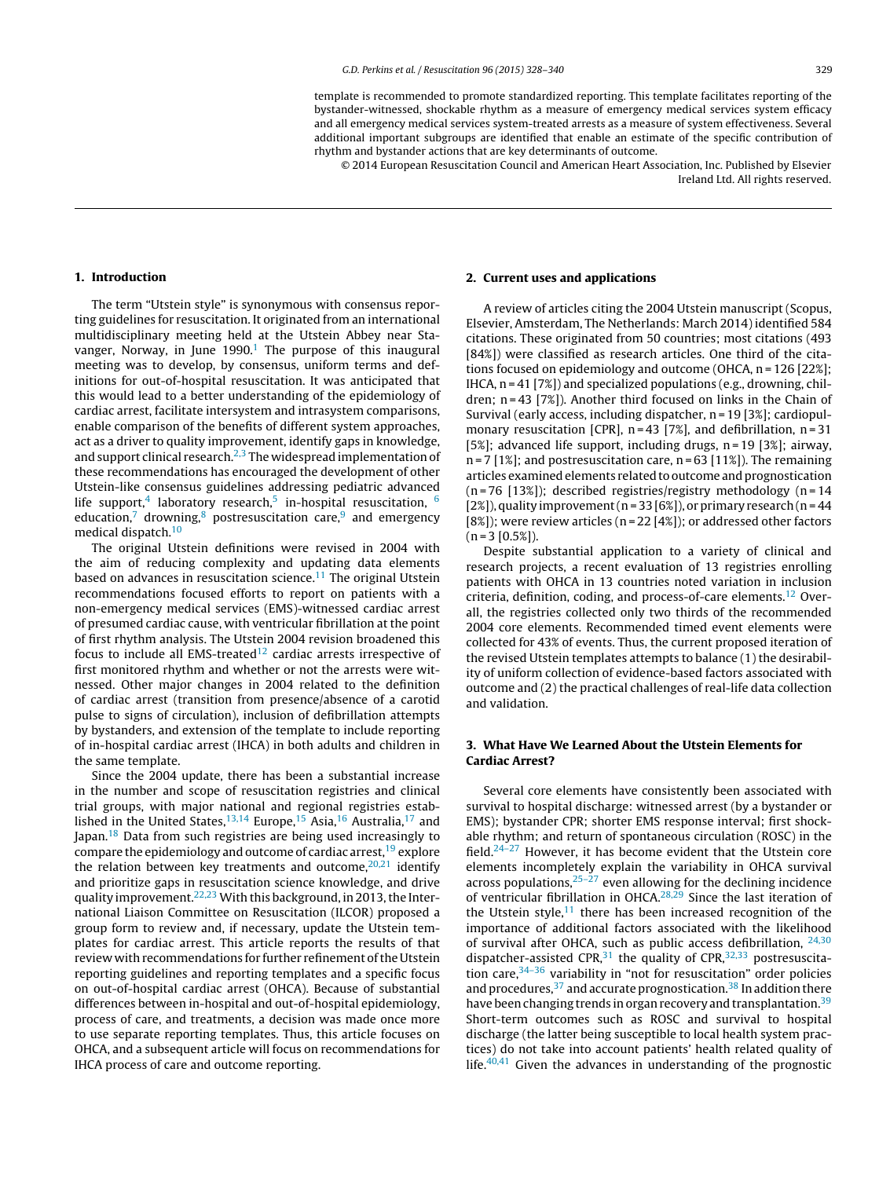template is recommended to promote standardized reporting. This template facilitates reporting of the bystander-witnessed, shockable rhythm as a measure of emergency medical services system efficacy and all emergency medical services system-treated arrests as a measure of system effectiveness. Several additional important subgroups are identified that enable an estimate of the specific contribution of rhythm and bystander actions that are key determinants of outcome.

© 2014 European Resuscitation Council and American Heart Association, Inc. Published by Elsevier Ireland Ltd. All rights reserved.

## 1. Introduction

The term "Utstein style" is synonymous with consensus reporting guidelines for resuscitation. It originated from an international multidisciplinary meeting held at the Utstein Abbey near Stavanger, Norway, in June 1990.[1] The purpose of this inaugural meeting was to develop, by consensus, uniform terms and definitions for out-of-hospital resuscitation. It was anticipated that this would lead to a better understanding of the epidemiology of cardiac arrest, facilitate intersystem and intrasystem comparisons, enable comparison of the benefits of different system approaches, act as a driver to quality improvement, identify gaps in knowledge, and support clinical research.[2,3] The widespread implementation of these recommendations has encouraged the development of other Utstein-like consensus guidelines addressing pediatric advanced life support,[4] laboratory research,[5] in-hospital resuscitation, [6] education,[7] drowning,[8] postresuscitation care,[9] and emergency medical dispatch.[10]

The original Utstein definitions were revised in 2004 with the aim of reducing complexity and updating data elements based on advances in resuscitation science.[11] The original Utstein recommendations focused efforts to report on patients with a non-emergency medical services (EMS)-witnessed cardiac arrest of presumed cardiac cause, with ventricular fibrillation at the point of first rhythm analysis. The Utstein 2004 revision broadened this focus to include all EMS-treated[12] cardiac arrests irrespective of first monitored rhythm and whether or not the arrests were witnessed. Other major changes in 2004 related to the definition of cardiac arrest (transition from presence/absence of a carotid pulse to signs of circulation), inclusion of defibrillation attempts by bystanders, and extension of the template to include reporting of in-hospital cardiac arrest (IHCA) in both adults and children in the same template.

Since the 2004 update, there has been a substantial increase in the number and scope of resuscitation registries and clinical trial groups, with major national and regional registries established in the United States,[13,14] Europe,[15] Asia,[16] Australia,[17] and Japan.[18] Data from such registries are being used increasingly to compare the epidemiology and outcome of cardiac arrest,[19] explore the relation between key treatments and outcome,[20,21] identify and prioritize gaps in resuscitation science knowledge, and drive quality improvement.[22,23] With this background, in 2013, the International Liaison Committee on Resuscitation (ILCOR) proposed a group form to review and, if necessary, update the Utstein templates for cardiac arrest. This article reports the results of that review with recommendations for further refinement of the Utstein reporting guidelines and reporting templates and a specific focus on out-of-hospital cardiac arrest (OHCA). Because of substantial differences between in-hospital and out-of-hospital epidemiology, process of care, and treatments, a decision was made once more to use separate reporting templates. Thus, this article focuses on OHCA, and a subsequent article will focus on recommendations for IHCA process of care and outcome reporting.

## 2. Current uses and applications

A review of articles citing the 2004 Utstein manuscript (Scopus, Elsevier, Amsterdam, The Netherlands: March 2014) identified 584 citations. These originated from 50 countries; most citations (493 [84%]) were classified as research articles. One third of the citations focused on epidemiology and outcome (OHCA, n = 126 [22%]; IHCA, n = 41 [7%]) and specialized populations (e.g., drowning, children; n = 43 [7%]). Another third focused on links in the Chain of Survival (early access, including dispatcher, n = 19 [3%]; cardiopulmonary resuscitation [CPR], n = 43 [7%], and defibrillation, n = 31 [5%]; advanced life support, including drugs, n = 19 [3%]; airway, n = 7 [1%]; and postresuscitation care, n = 63 [11%]). The remaining articles examined elements related to outcome and prognostication (n = 76 [13%]); described registries/registry methodology (n = 14 [2%]), quality improvement (n = 33 [6%]), or primary research (n = 44 [8%]); were review articles (n = 22 [4%]); or addressed other factors (n = 3 [0.5%]).

Despite substantial application to a variety of clinical and research projects, a recent evaluation of 13 registries enrolling patients with OHCA in 13 countries noted variation in inclusion criteria, definition, coding, and process-of-care elements.[12] Overall, the registries collected only two thirds of the recommended 2004 core elements. Recommended timed event elements were collected for 43% of events. Thus, the current proposed iteration of the revised Utstein templates attempts to balance (1) the desirability of uniform collection of evidence-based factors associated with outcome and (2) the practical challenges of real-life data collection and validation.

## 3. What Have We Learned About the Utstein Elements for Cardiac Arrest?

Several core elements have consistently been associated with survival to hospital discharge: witnessed arrest (by a bystander or EMS); bystander CPR; shorter EMS response interval; first shockable rhythm; and return of spontaneous circulation (ROSC) in the field.[24–27] However, it has become evident that the Utstein core elements incompletely explain the variability in OHCA survival across populations,[25–27] even allowing for the declining incidence of ventricular fibrillation in OHCA.[28,29] Since the last iteration of the Utstein style,[11] there has been increased recognition of the importance of additional factors associated with the likelihood of survival after OHCA, such as public access defibrillation, [24,30] dispatcher-assisted CPR,[31] the quality of CPR,[32,33] postresuscitation care,[34–36] variability in "not for resuscitation" order policies and procedures,[37] and accurate prognostication.[38] In addition there have been changing trends in organ recovery and transplantation.[39] Short-term outcomes such as ROSC and survival to hospital discharge (the latter being susceptible to local health system practices) do not take into account patients' health related quality of life.[40,41] Given the advances in understanding of the prognostic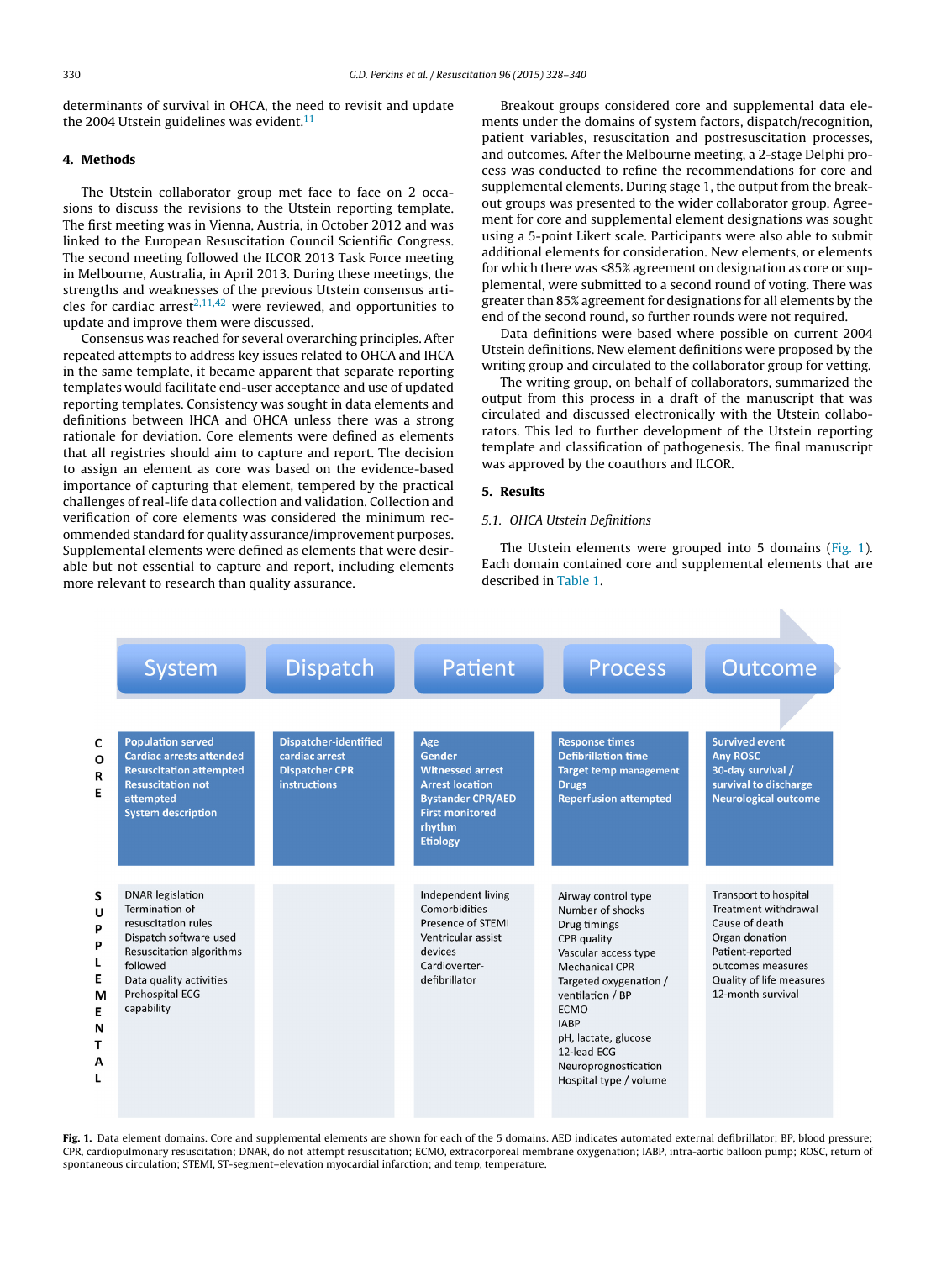determinants of survival in OHCA, the need to revisit and update the 2004 Utstein guidelines was evident.[11]

## 4. Methods

The Utstein collaborator group met face to face on 2 occasions to discuss the revisions to the Utstein reporting template. The first meeting was in Vienna, Austria, in October 2012 and was linked to the European Resuscitation Council Scientific Congress. The second meeting followed the ILCOR 2013 Task Force meeting in Melbourne, Australia, in April 2013. During these meetings, the strengths and weaknesses of the previous Utstein consensus articles for cardiac arrest[2,11,42] were reviewed, and opportunities to update and improve them were discussed.

Consensus was reached for several overarching principles. After repeated attempts to address key issues related to OHCA and IHCA in the same template, it became apparent that separate reporting templates would facilitate end-user acceptance and use of updated reporting templates. Consistency was sought in data elements and definitions between IHCA and OHCA unless there was a strong rationale for deviation. Core elements were defined as elements that all registries should aim to capture and report. The decision to assign an element as core was based on the evidence-based importance of capturing that element, tempered by the practical challenges of real-life data collection and validation. Collection and verification of core elements was considered the minimum recommended standard for quality assurance/improvement purposes. Supplemental elements were defined as elements that were desirable but not essential to capture and report, including elements more relevant to research than quality assurance.

Breakout groups considered core and supplemental data elements under the domains of system factors, dispatch/recognition, patient variables, resuscitation and postresuscitation processes, and outcomes. After the Melbourne meeting, a 2-stage Delphi process was conducted to refine the recommendations for core and supplemental elements. During stage 1, the output from the breakout groups was presented to the wider collaborator group. Agreement for core and supplemental element designations was sought using a 5-point Likert scale. Participants were also able to submit additional elements for consideration. New elements, or elements for which there was <85% agreement on designation as core or supplemental, were submitted to a second round of voting. There was greater than 85% agreement for designations for all elements by the end of the second round, so further rounds were not required.

Data definitions were based where possible on current 2004 Utstein definitions. New element definitions were proposed by the writing group and circulated to the collaborator group for vetting.

The writing group, on behalf of collaborators, summarized the output from this process in a draft of the manuscript that was circulated and discussed electronically with the Utstein collaborators. This led to further development of the Utstein reporting template and classification of pathogenesis. The final manuscript was approved by the coauthors and ILCOR.

## 5. Results

### 5.1. OHCA Utstein Definitions

The Utstein elements were grouped into 5 domains (Fig. 1). Each domain contained core and supplemental elements that are described in Table 1.

| | System | Dispatch | Patient | Process | Outcome |
|---|---|---|---|---|---|
| CORE | Population served<br>Cardiac arrests attended<br>Resuscitation attempted<br>Resuscitation not attempted<br>System description | Dispatcher-identified cardiac arrest<br>Dispatcher CPR instructions | Age<br>Gender<br>Witnessed arrest<br>Arrest location<br>Bystander CPR/AED<br>First monitored rhythm<br>Etiology | Response times<br>Defibrillation time<br>Target temp management<br>Drugs<br>Reperfusion attempted | Survived event<br>Any ROSC<br>30-day survival / survival to discharge<br>Neurological outcome |
| SUPPLEMENTAL | DNAR legislation<br>Termination of resuscitation rules<br>Dispatch software used<br>Resuscitation algorithms followed<br>Data quality activities<br>Prehospital ECG capability | | Independent living<br>Comorbidities<br>Presence of STEMI<br>Ventricular assist devices<br>Cardioverter-defibrillator | Airway control type<br>Number of shocks<br>Drug timings<br>CPR quality<br>Vascular access type<br>Mechanical CPR<br>Targeted oxygenation / ventilation / BP<br>ECMO<br>IABP<br>pH, lactate, glucose<br>12-lead ECG<br>Neuroprognostication<br>Hospital type / volume | Transport to hospital<br>Treatment withdrawal<br>Cause of death<br>Organ donation<br>Patient-reported outcomes measures<br>Quality of life measures<br>12-month survival |

**Fig. 1.** Data element domains. Core and supplemental elements are shown for each of the 5 domains. AED indicates automated external defibrillator; BP, blood pressure; CPR, cardiopulmonary resuscitation; DNAR, do not attempt resuscitation; ECMO, extracorporeal membrane oxygenation; IABP, intra-aortic balloon pump; ROSC, return of spontaneous circulation; STEMI, ST-segment–elevation myocardial infarction; and temp, temperature.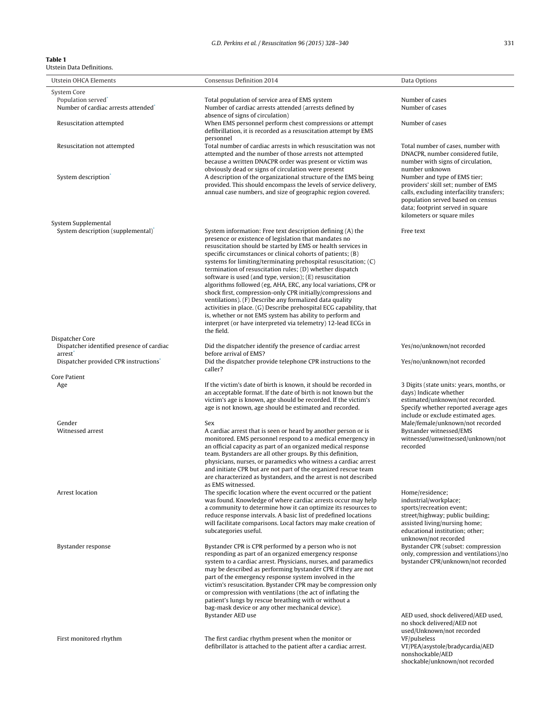**Table 1**
Utstein Data Definitions.

| Utstein OHCA Elements | Consensus Definition 2014 | Data Options |
|---|---|---|
| System Core | | |
| Population served* | Total population of service area of EMS system | Number of cases |
| Number of cardiac arrests attended* | Number of cardiac arrests attended (arrests defined by absence of signs of circulation) | Number of cases |
| Resuscitation attempted | When EMS personnel perform chest compressions or attempt defibrillation, it is recorded as a resuscitation attempt by EMS personnel | Number of cases |
| Resuscitation not attempted | Total number of cardiac arrests in which resuscitation was not attempted and the number of those arrests not attempted because a written DNACPR order was present or victim was obviously dead or signs of circulation were present | Total number of cases, number with DNACPR, number considered futile, number with signs of circulation, number unknown |
| System description* | A description of the organizational structure of the EMS being provided. This should encompass the levels of service delivery, annual case numbers, and size of geographic region covered. | Number and type of EMS tier; providers' skill set; number of EMS calls, excluding interfacility transfers; population served based on census data; footprint served in square kilometers or square miles |
| System Supplemental | | |
| System description (supplemental)* | System information: Free text description defining (A) the presence or existence of legislation that mandates no resuscitation should be started by EMS or health services in specific circumstances or clinical cohorts of patients; (B) systems for limiting/terminating prehospital resuscitation; (C) termination of resuscitation rules; (D) whether dispatch software is used (and type, version); (E) resuscitation algorithms followed (eg, AHA, ERC, any local variations, CPR or shock first, compression-only CPR initially/compressions and ventilations). (F) Describe any formalized data quality activities in place. (G) Describe prehospital ECG capability, that is, whether or not EMS system has ability to perform and interpret (or have interpreted via telemetry) 12-lead ECGs in the field. | Free text |
| Dispatcher Core | | |
| Dispatcher identified presence of cardiac arrest* | Did the dispatcher identify the presence of cardiac arrest before arrival of EMS? | Yes/no/unknown/not recorded |
| Dispatcher provided CPR instructions* | Did the dispatcher provide telephone CPR instructions to the caller? | Yes/no/unknown/not recorded |
| Core Patient | | |
| Age | If the victim's date of birth is known, it should be recorded in an acceptable format. If the date of birth is not known but the victim's age is known, age should be recorded. If the victim's age is not known, age should be estimated and recorded. | 3 Digits (state units: years, months, or days) Indicate whether estimated/unknown/not recorded. Specify whether reported average ages include or exclude estimated ages. |
| Gender | Sex | Male/female/unknown/not recorded |
| Witnessed arrest | A cardiac arrest that is seen or heard by another person or is monitored. EMS personnel respond to a medical emergency in an official capacity as part of an organized medical response team. Bystanders are all other groups. By this definition, physicians, nurses, or paramedics who witness a cardiac arrest and initiate CPR but are not part of the organized rescue team are characterized as bystanders, and the arrest is not described as EMS witnessed. | Bystander witnessed/EMS witnessed/unwitnessed/unknown/not recorded |
| Arrest location | The specific location where the event occurred or the patient was found. Knowledge of where cardiac arrests occur may help a community to determine how it can optimize its resources to reduce response intervals. A basic list of predefined locations will facilitate comparisons. Local factors may make creation of subcategories useful. | Home/residence; industrial/workplace; sports/recreation event; street/highway; public building; assisted living/nursing home; educational institution; other; unknown/not recorded |
| Bystander response | Bystander CPR is CPR performed by a person who is not responding as part of an organized emergency response system to a cardiac arrest. Physicians, nurses, and paramedics may be described as performing bystander CPR if they are not part of the emergency response system involved in the victim's resuscitation. Bystander CPR may be compression only or compression with ventilations (the act of inflating the patient's lungs by rescue breathing with or without a bag-mask device or any other mechanical device). | Bystander CPR (subset: compression only, compression and ventilations)/no bystander CPR/unknown/not recorded |
| | Bystander AED use | AED used, shock delivered/AED used, no shock delivered/AED not used/Unknown/not recorded |
| First monitored rhythm | The first cardiac rhythm present when the monitor or defibrillator is attached to the patient after a cardiac arrest. | VF/pulseless VT/PEA/asystole/bradycardia/AED nonshockable/AED shockable/unknown/not recorded |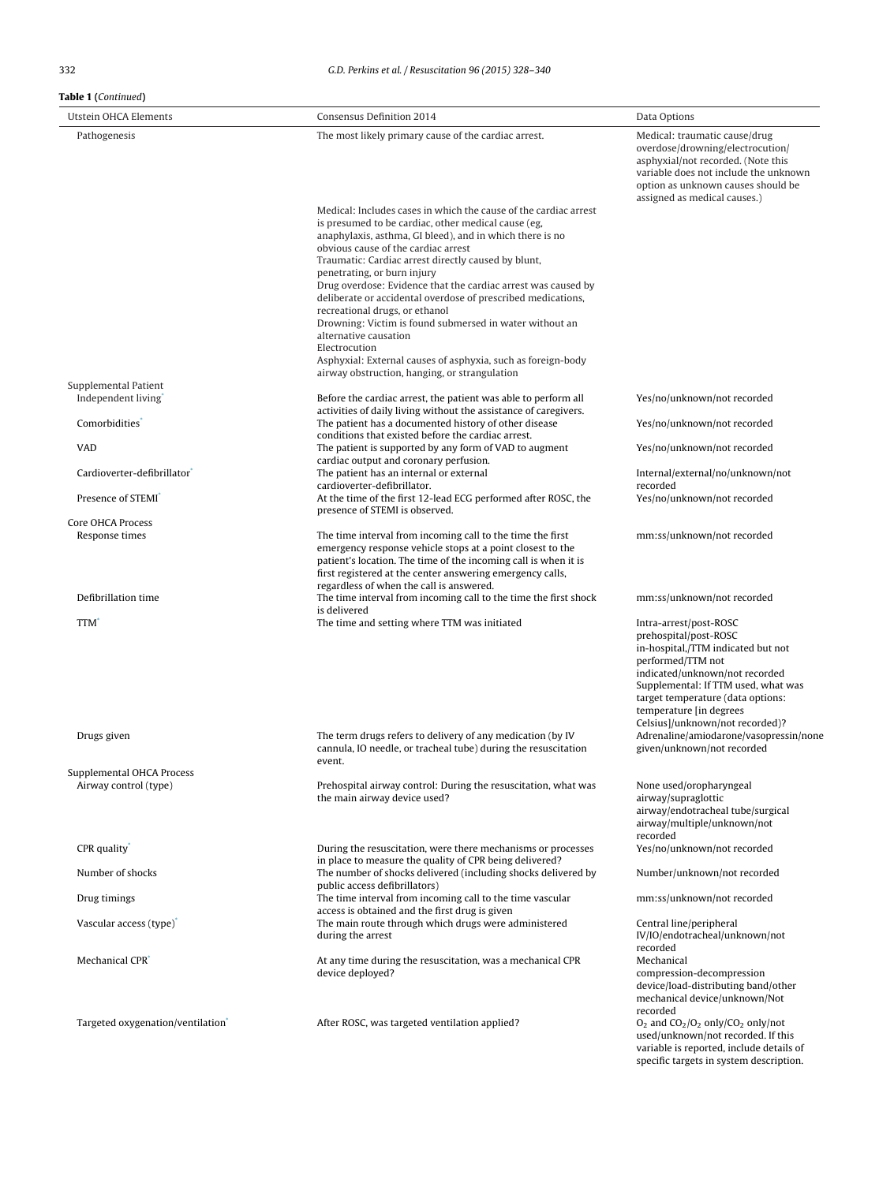**Table 1** (*Continued*)

| Utstein OHCA Elements | Consensus Definition 2014 | Data Options |
|---|---|---|
| Pathogenesis | The most likely primary cause of the cardiac arrest.<br>Medical: Includes cases in which the cause of the cardiac arrest is presumed to be cardiac, other medical cause (eg, anaphylaxis, asthma, GI bleed), and in which there is no obvious cause of the cardiac arrest<br>Traumatic: Cardiac arrest directly caused by blunt, penetrating, or burn injury<br>Drug overdose: Evidence that the cardiac arrest was caused by deliberate or accidental overdose of prescribed medications, recreational drugs, or ethanol<br>Drowning: Victim is found submersed in water without an alternative causation<br>Electrocution<br>Asphyxial: External causes of asphyxia, such as foreign-body airway obstruction, hanging, or strangulation | Medical: traumatic cause/drug overdose/drowning/electrocution/ asphyxial/not recorded. (Note this variable does not include the unknown option as unknown causes should be assigned as medical causes.) |
| Supplemental Patient | | |
| Independent living* | Before the cardiac arrest, the patient was able to perform all activities of daily living without the assistance of caregivers. | Yes/no/unknown/not recorded |
| Comorbidities* | The patient has a documented history of other disease conditions that existed before the cardiac arrest. | Yes/no/unknown/not recorded |
| VAD | The patient is supported by any form of VAD to augment cardiac output and coronary perfusion. | Yes/no/unknown/not recorded |
| Cardioverter-defibrillator* | The patient has an internal or external cardioverter-defibrillator. | Internal/external/no/unknown/not recorded |
| Presence of STEMI* | At the time of the first 12-lead ECG performed after ROSC, the presence of STEMI is observed. | Yes/no/unknown/not recorded |
| Core OHCA Process | | |
| Response times | The time interval from incoming call to the time the first emergency response vehicle stops at a point closest to the patient's location. The time of the incoming call is when it is first registered at the center answering emergency calls, regardless of when the call is answered. | mm:ss/unknown/not recorded |
| Defibrillation time | The time interval from incoming call to the time the first shock is delivered | mm:ss/unknown/not recorded |
| TTM* | The time and setting where TTM was initiated | Intra-arrest/post-ROSC prehospital/post-ROSC in-hospital,/TTM indicated but not performed/TTM not indicated/unknown/not recorded<br>Supplemental: If TTM used, what was target temperature (data options: temperature [in degrees Celsius]/unknown/not recorded)? |
| Drugs given | The term drugs refers to delivery of any medication (by IV cannula, IO needle, or tracheal tube) during the resuscitation event. | Adrenaline/amiodarone/vasopressin/none given/unknown/not recorded |
| Supplemental OHCA Process | | |
| Airway control (type) | Prehospital airway control: During the resuscitation, what was the main airway device used? | None used/oropharyngeal airway/supraglottic airway/endotracheal tube/surgical airway/multiple/unknown/not recorded |
| CPR quality* | During the resuscitation, were there mechanisms or processes in place to measure the quality of CPR being delivered? | Yes/no/unknown/not recorded |
| Number of shocks | The number of shocks delivered (including shocks delivered by public access defibrillators) | Number/unknown/not recorded |
| Drug timings | The time interval from incoming call to the time vascular access is obtained and the first drug is given | mm:ss/unknown/not recorded |
| Vascular access (type)* | The main route through which drugs were administered during the arrest | Central line/peripheral IV/IO/endotracheal/unknown/not recorded |
| Mechanical CPR* | At any time during the resuscitation, was a mechanical CPR device deployed? | Mechanical compression-decompression device/load-distributing band/other mechanical device/unknown/Not recorded |
| Targeted oxygenation/ventilation* | After ROSC, was targeted ventilation applied? | $O_2$ and $CO_2$/$O_2$ only/$CO_2$ only/not used/unknown/not recorded. If this variable is reported, include details of specific targets in system description. |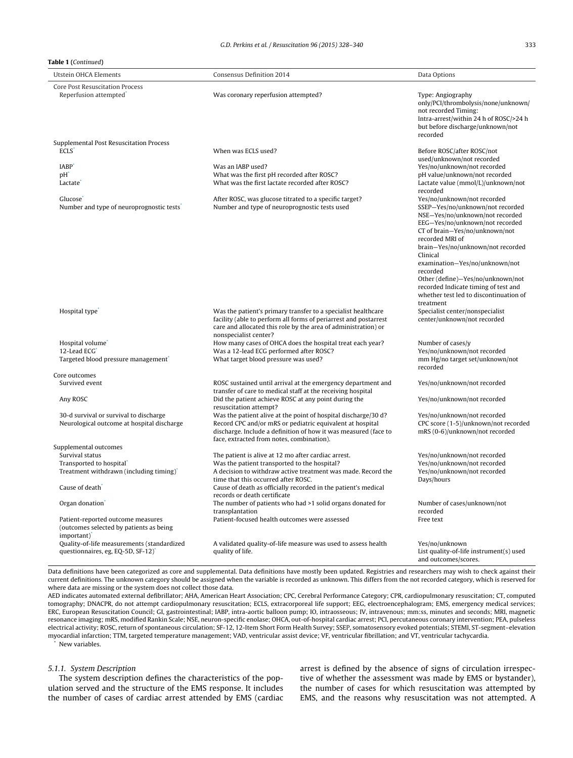**Table 1** (*Continued*)

| Utstein OHCA Elements | Consensus Definition 2014 | Data Options |
|---|---|---|
| Core Post Resuscitation Process | | |
| Reperfusion attempted* | Was coronary reperfusion attempted? | Type: Angiography only/PCI/thrombolysis/none/unknown/ not recorded Timing: Intra-arrest/within 24 h of ROSC/>24 h but before discharge/unknown/not recorded |
| Supplemental Post Resuscitation Process | | |
| ECLS* | When was ECLS used? | Before ROSC/after ROSC/not used/unknown/not recorded |
| IABP* | Was an IABP used? | Yes/no/unknown/not recorded |
| pH* | What was the first pH recorded after ROSC? | pH value/unknown/not recorded |
| Lactate* | What was the first lactate recorded after ROSC? | Lactate value (mmol/L)/unknown/not recorded |
| Glucose* | After ROSC, was glucose titrated to a specific target? | Yes/no/unknown/not recorded |
| Number and type of neuroprognostic tests* | Number and type of neuroprognostic tests used | SSEP—Yes/no/unknown/not recorded NSE—Yes/no/unknown/not recorded EEG—Yes/no/unknown/not recorded CT of brain—Yes/no/unknown/not recorded MRI of brain—Yes/no/unknown/not recorded Clinical examination—Yes/no/unknown/not recorded Other (define)—Yes/no/unknown/not recorded Indicate timing of test and whether test led to discontinuation of treatment |
| Hospital type* | Was the patient's primary transfer to a specialist healthcare facility (able to perform all forms of periarrest and postarrest care and allocated this role by the area of administration) or nonspecialist center? | Specialist center/nonspecialist center/unknown/not recorded |
| Hospital volume* | How many cases of OHCA does the hospital treat each year? | Number of cases/y |
| 12-Lead ECG* | Was a 12-lead ECG performed after ROSC? | Yes/no/unknown/not recorded |
| Targeted blood pressure management* | What target blood pressure was used? | mm Hg/no target set/unknown/not recorded |
| Core outcomes | | |
| Survived event | ROSC sustained until arrival at the emergency department and transfer of care to medical staff at the receiving hospital | Yes/no/unknown/not recorded |
| Any ROSC | Did the patient achieve ROSC at any point during the resuscitation attempt? | Yes/no/unknown/not recorded |
| 30-d survival or survival to discharge | Was the patient alive at the point of hospital discharge/30 d? | Yes/no/unknown/not recorded |
| Neurological outcome at hospital discharge | Record CPC and/or mRS or pediatric equivalent at hospital discharge. Include a definition of how it was measured (face to face, extracted from notes, combination). | CPC score (1-5)/unknown/not recorded mRS (0-6)/unknown/not recorded |
| Supplemental outcomes | | |
| Survival status | The patient is alive at 12 mo after cardiac arrest. | Yes/no/unknown/not recorded |
| Transported to hospital* | Was the patient transported to the hospital? | Yes/no/unknown/not recorded |
| Treatment withdrawn (including timing)* | A decision to withdraw active treatment was made. Record the time that this occurred after ROSC. | Yes/no/unknown/not recorded Days/hours |
| Cause of death* | Cause of death as officially recorded in the patient's medical records or death certificate | |
| Organ donation* | The number of patients who had >1 solid organs donated for transplantation | Number of cases/unknown/not recorded |
| Patient-reported outcome measures (outcomes selected by patients as being important)* | Patient-focused health outcomes were assessed | Free text |
| Quality-of-life measurements (standardized questionnaires, eg, EQ-5D, SF-12)* | A validated quality-of-life measure was used to assess health quality of life. | Yes/no/unknown List quality-of-life instrument(s) used and outcomes/scores. |

Data definitions have been categorized as core and supplemental. Data definitions have mostly been updated. Registries and researchers may wish to check against their current definitions. The unknown category should be assigned when the variable is recorded as unknown. This differs from the not recorded category, which is reserved for where data are missing or the system does not collect those data.

AED indicates automated external defibrillator; AHA, American Heart Association; CPC, Cerebral Performance Category; CPR, cardiopulmonary resuscitation; CT, computed tomography; DNACPR, do not attempt cardiopulmonary resuscitation; ECLS, extracorporeal life support; EEG, electroencephalogram; EMS, emergency medical services; ERC, European Resuscitation Council; GI, gastrointestinal; IABP, intra-aortic balloon pump; IO, intraosseous; IV, intravenous; mm:ss, minutes and seconds; MRI, magnetic resonance imaging; mRS, modified Rankin Scale; NSE, neuron-specific enolase; OHCA, out-of-hospital cardiac arrest; PCI, percutaneous coronary intervention; PEA, pulseless electrical activity; ROSC, return of spontaneous circulation; SF-12, 12-Item Short Form Health Survey; SSEP, somatosensory evoked potentials; STEMI, ST-segment–elevation myocardial infarction; TTM, targeted temperature management; VAD, ventricular assist device; VF, ventricular fibrillation; and VT, ventricular tachycardia.

\* New variables.

#### *5.1.1. System Description*

The system description defines the characteristics of the population served and the structure of the EMS response. It includes the number of cases of cardiac arrest attended by EMS (cardiac arrest is defined by the absence of signs of circulation irrespective of whether the assessment was made by EMS or bystander), the number of cases for which resuscitation was attempted by EMS, and the reasons why resuscitation was not attempted. A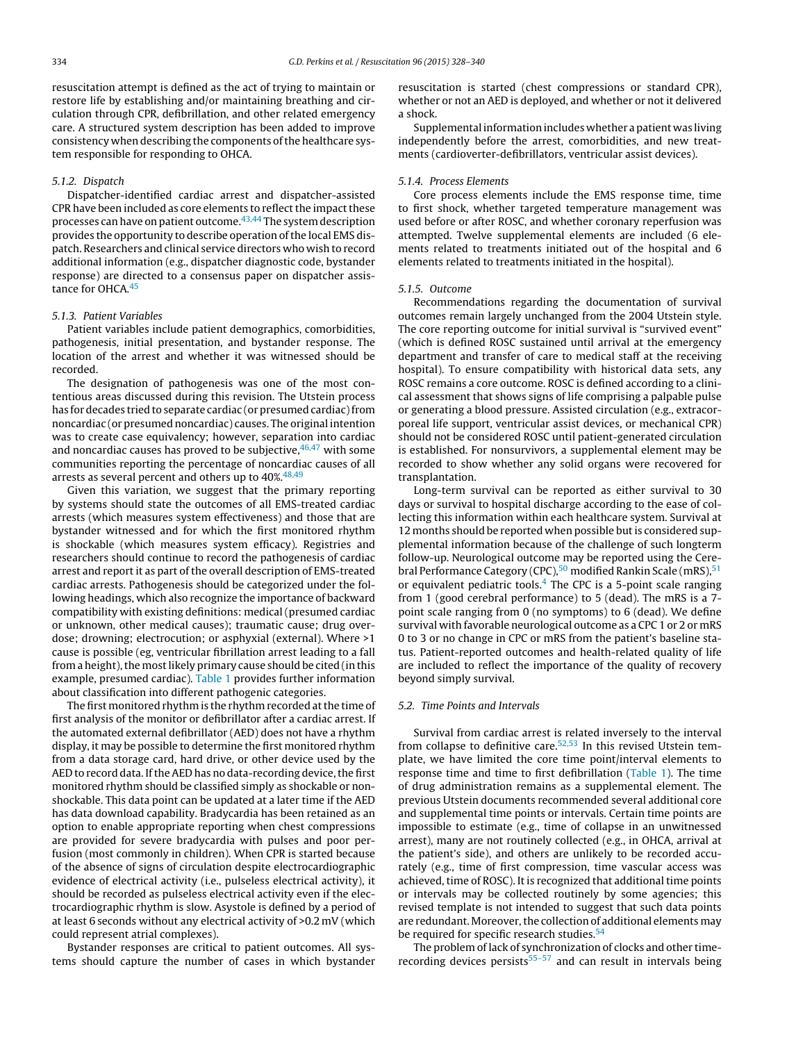resuscitation attempt is defined as the act of trying to maintain or restore life by establishing and/or maintaining breathing and circulation through CPR, defibrillation, and other related emergency care. A structured system description has been added to improve consistency when describing the components of the healthcare system responsible for responding to OHCA.

#### 5.1.2. Dispatch

Dispatcher-identified cardiac arrest and dispatcher-assisted CPR have been included as core elements to reflect the impact these processes can have on patient outcome.[43,44] The system description provides the opportunity to describe operation of the local EMS dispatch. Researchers and clinical service directors who wish to record additional information (e.g., dispatcher diagnostic code, bystander response) are directed to a consensus paper on dispatcher assistance for OHCA.[45]

#### 5.1.3. Patient Variables

Patient variables include patient demographics, comorbidities, pathogenesis, initial presentation, and bystander response. The location of the arrest and whether it was witnessed should be recorded.

The designation of pathogenesis was one of the most contentious areas discussed during this revision. The Utstein process has for decades tried to separate cardiac (or presumed cardiac) from noncardiac (or presumed noncardiac) causes. The original intention was to create case equivalency; however, separation into cardiac and noncardiac causes has proved to be subjective,[46,47] with some communities reporting the percentage of noncardiac causes of all arrests as several percent and others up to 40%.[48,49]

Given this variation, we suggest that the primary reporting by systems should state the outcomes of all EMS-treated cardiac arrests (which measures system effectiveness) and those that are bystander witnessed and for which the first monitored rhythm is shockable (which measures system efficacy). Registries and researchers should continue to record the pathogenesis of cardiac arrest and report it as part of the overall description of EMS-treated cardiac arrests. Pathogenesis should be categorized under the following headings, which also recognize the importance of backward compatibility with existing definitions: medical (presumed cardiac or unknown, other medical causes); traumatic cause; drug overdose; drowning; electrocution; or asphyxial (external). Where >1 cause is possible (eg, ventricular fibrillation arrest leading to a fall from a height), the most likely primary cause should be cited (in this example, presumed cardiac). Table 1 provides further information about classification into different pathogenic categories.

The first monitored rhythm is the rhythm recorded at the time of first analysis of the monitor or defibrillator after a cardiac arrest. If the automated external defibrillator (AED) does not have a rhythm display, it may be possible to determine the first monitored rhythm from a data storage card, hard drive, or other device used by the AED to record data. If the AED has no data-recording device, the first monitored rhythm should be classified simply as shockable or nonshockable. This data point can be updated at a later time if the AED has data download capability. Bradycardia has been retained as an option to enable appropriate reporting when chest compressions are provided for severe bradycardia with pulses and poor perfusion (most commonly in children). When CPR is started because of the absence of signs of circulation despite electrocardiographic evidence of electrical activity (i.e., pulseless electrical activity), it should be recorded as pulseless electrical activity even if the electrocardiographic rhythm is slow. Asystole is defined by a period of at least 6 seconds without any electrical activity of >0.2 mV (which could represent atrial complexes).

Bystander responses are critical to patient outcomes. All systems should capture the number of cases in which bystander resuscitation is started (chest compressions or standard CPR), whether or not an AED is deployed, and whether or not it delivered a shock.

Supplemental information includes whether a patient was living independently before the arrest, comorbidities, and new treatments (cardioverter-defibrillators, ventricular assist devices).

#### 5.1.4. Process Elements

Core process elements include the EMS response time, time to first shock, whether targeted temperature management was used before or after ROSC, and whether coronary reperfusion was attempted. Twelve supplemental elements are included (6 elements related to treatments initiated out of the hospital and 6 elements related to treatments initiated in the hospital).

#### 5.1.5. Outcome

Recommendations regarding the documentation of survival outcomes remain largely unchanged from the 2004 Utstein style. The core reporting outcome for initial survival is "survived event" (which is defined ROSC sustained until arrival at the emergency department and transfer of care to medical staff at the receiving hospital). To ensure compatibility with historical data sets, any ROSC remains a core outcome. ROSC is defined according to a clinical assessment that shows signs of life comprising a palpable pulse or generating a blood pressure. Assisted circulation (e.g., extracorporeal life support, ventricular assist devices, or mechanical CPR) should not be considered ROSC until patient-generated circulation is established. For nonsurvivors, a supplemental element may be recorded to show whether any solid organs were recovered for transplantation.

Long-term survival can be reported as either survival to 30 days or survival to hospital discharge according to the ease of collecting this information within each healthcare system. Survival at 12 months should be reported when possible but is considered supplemental information because of the challenge of such longterm follow-up. Neurological outcome may be reported using the Cerebral Performance Category (CPC),[50] modified Rankin Scale (mRS),[51] or equivalent pediatric tools.[4] The CPC is a 5-point scale ranging from 1 (good cerebral performance) to 5 (dead). The mRS is a 7-point scale ranging from 0 (no symptoms) to 6 (dead). We define survival with favorable neurological outcome as a CPC 1 or 2 or mRS 0 to 3 or no change in CPC or mRS from the patient's baseline status. Patient-reported outcomes and health-related quality of life are included to reflect the importance of the quality of recovery beyond simply survival.

### 5.2. Time Points and Intervals

Survival from cardiac arrest is related inversely to the interval from collapse to definitive care.[52,53] In this revised Utstein template, we have limited the core time point/interval elements to response time and time to first defibrillation (Table 1). The time of drug administration remains as a supplemental element. The previous Utstein documents recommended several additional core and supplemental time points or intervals. Certain time points are impossible to estimate (e.g., time of collapse in an unwitnessed arrest), many are not routinely collected (e.g., in OHCA, arrival at the patient's side), and others are unlikely to be recorded accurately (e.g., time of first compression, time vascular access was achieved, time of ROSC). It is recognized that additional time points or intervals may be collected routinely by some agencies; this revised template is not intended to suggest that such data points are redundant. Moreover, the collection of additional elements may be required for specific research studies.[54]

The problem of lack of synchronization of clocks and other time-recording devices persists[55–57] and can result in intervals being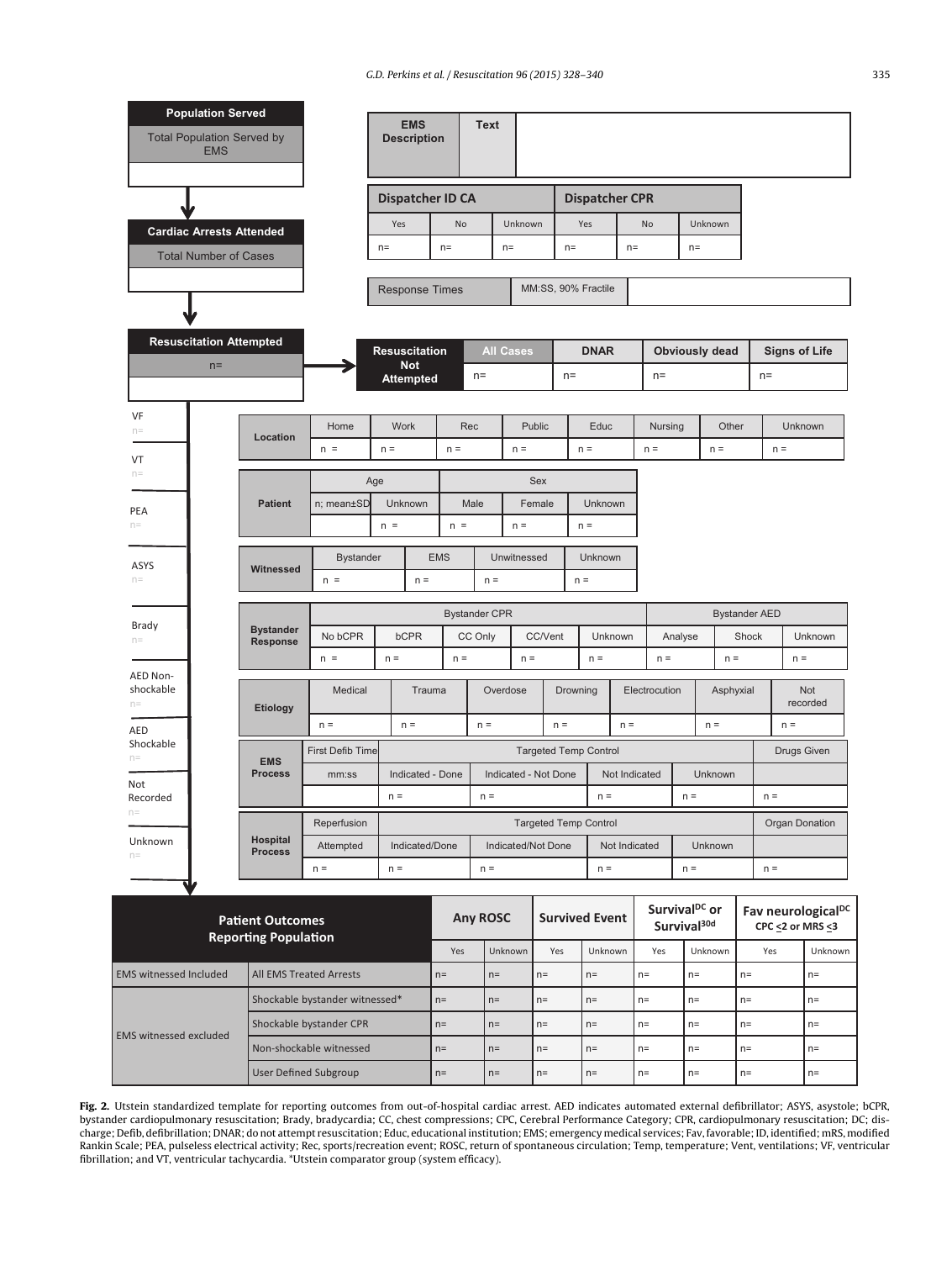**Population Served**

Total Population Served by EMS

**Cardiac Arrests Attended**

Total Number of Cases

**Resuscitation Attempted**

n=

| EMS Description | Text |
|---|---|

| Dispatcher ID CA | | | Dispatcher CPR | | |
|---|---|---|---|---|---|
| Yes | No | Unknown | Yes | No | Unknown |
| n= | n= | n= | n= | n= | n= |

| Response Times | MM:SS, 90% Fractile |
|---|---|

| Resuscitation Not Attempted | All Cases | DNAR | Obviously dead | Signs of Life |
|---|---|---|---|---|
| | n= | n= | n= | n= |

Initial rhythm:

- VF n=
- VT n=
- PEA n=
- ASYS n=
- Brady n=
- AED Non-shockable n=
- AED Shockable n=
- Not Recorded n=
- Unknown n=

| Location | Home | Work | Rec | Public | Educ | Nursing | Other | Unknown |
|---|---|---|---|---|---|---|---|---|
| | n = | n = | n = | n = | n = | n = | n = | n = |

| Patient | Age | | Sex | | |
|---|---|---|---|---|---|
| | n; mean±SD | Unknown | Male | Female | Unknown |
| | | n = | n = | n = | n = |

| Witnessed | Bystander | EMS | Unwitnessed | Unknown |
|---|---|---|---|---|
| | n = | n = | n = | n = |

| Bystander Response | Bystander CPR | | | | | Bystander AED | | |
|---|---|---|---|---|---|---|---|---|
| | No bCPR | bCPR | CC Only | CC/Vent | Unknown | Analyse | Shock | Unknown |
| | n = | n = | n = | n = | n = | n = | n = | n = |

| Etiology | Medical | Trauma | Overdose | Drowning | Electrocution | Asphyxial | Not recorded |
|---|---|---|---|---|---|---|---|
| | n = | n = | n = | n = | n = | n = | n = |

| EMS Process | First Defib Time | Targeted Temp Control | | | | Drugs Given |
|---|---|---|---|---|---|---|
| | mm:ss | Indicated - Done | Indicated - Not Done | Not Indicated | Unknown | |
| | | n = | n = | n = | n = | n = |

| Hospital Process | Reperfusion | Targeted Temp Control | | | | Organ Donation |
|---|---|---|---|---|---|---|
| | Attempted | Indicated/Done | Indicated/Not Done | Not Indicated | Unknown | |
| | n = | n = | n = | n = | n = | n = |

| Patient Outcomes Reporting Population | | Any ROSC | | Survived Event | | Survival[DC] or Survival[30d] | | Fav neurological[DC] CPC ≤2 or MRS ≤3 | |
|---|---|---|---|---|---|---|---|---|---|
| | | Yes | Unknown | Yes | Unknown | Yes | Unknown | Yes | Unknown |
| EMS witnessed Included | All EMS Treated Arrests | n= | n= | n= | n= | n= | n= | n= | n= |
| EMS witnessed excluded | Shockable bystander witnessed* | n= | n= | n= | n= | n= | n= | n= | n= |
| | Shockable bystander CPR | n= | n= | n= | n= | n= | n= | n= | n= |
| | Non-shockable witnessed | n= | n= | n= | n= | n= | n= | n= | n= |
| | User Defined Subgroup | n= | n= | n= | n= | n= | n= | n= | n= |

**Fig. 2.** Utstein standardized template for reporting outcomes from out-of-hospital cardiac arrest. AED indicates automated external defibrillator; ASYS, asystole; bCPR, bystander cardiopulmonary resuscitation; Brady, bradycardia; CC, chest compressions; CPC, Cerebral Performance Category; CPR, cardiopulmonary resuscitation; DC; discharge; Defib, defibrillation; DNAR; do not attempt resuscitation; Educ, educational institution; EMS; emergency medical services; Fav, favorable; ID, identified; mRS, modified Rankin Scale; PEA, pulseless electrical activity; Rec, sports/recreation event; ROSC, return of spontaneous circulation; Temp, temperature; Vent, ventilations; VF, ventricular fibrillation; and VT, ventricular tachycardia. *Utstein comparator group (system efficacy).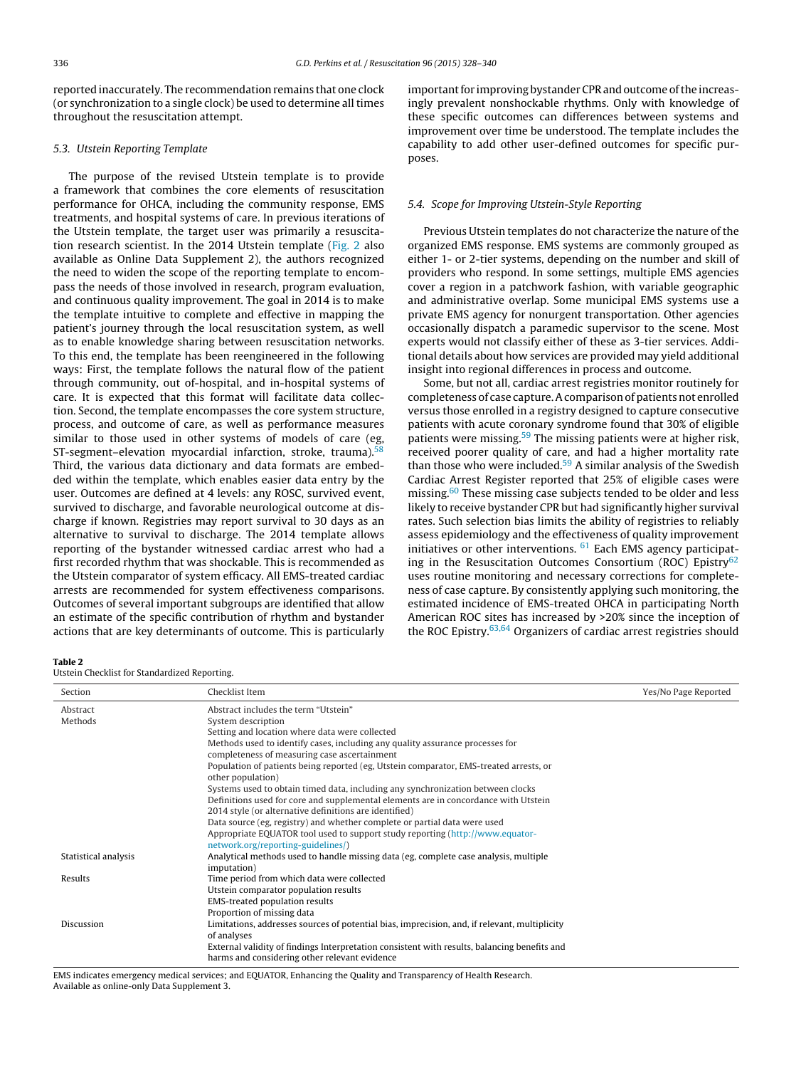reported inaccurately. The recommendation remains that one clock (or synchronization to a single clock) be used to determine all times throughout the resuscitation attempt.

### 5.3. Utstein Reporting Template

The purpose of the revised Utstein template is to provide a framework that combines the core elements of resuscitation performance for OHCA, including the community response, EMS treatments, and hospital systems of care. In previous iterations of the Utstein template, the target user was primarily a resuscitation research scientist. In the 2014 Utstein template (Fig. 2 also available as Online Data Supplement 2), the authors recognized the need to widen the scope of the reporting template to encompass the needs of those involved in research, program evaluation, and continuous quality improvement. The goal in 2014 is to make the template intuitive to complete and effective in mapping the patient's journey through the local resuscitation system, as well as to enable knowledge sharing between resuscitation networks. To this end, the template has been reengineered in the following ways: First, the template follows the natural flow of the patient through community, out of-hospital, and in-hospital systems of care. It is expected that this format will facilitate data collection. Second, the template encompasses the core system structure, process, and outcome of care, as well as performance measures similar to those used in other systems of models of care (eg, ST-segment–elevation myocardial infarction, stroke, trauma).[58] Third, the various data dictionary and data formats are embedded within the template, which enables easier data entry by the user. Outcomes are defined at 4 levels: any ROSC, survived event, survived to discharge, and favorable neurological outcome at discharge if known. Registries may report survival to 30 days as an alternative to survival to discharge. The 2014 template allows reporting of the bystander witnessed cardiac arrest who had a first recorded rhythm that was shockable. This is recommended as the Utstein comparator of system efficacy. All EMS-treated cardiac arrests are recommended for system effectiveness comparisons. Outcomes of several important subgroups are identified that allow an estimate of the specific contribution of rhythm and bystander actions that are key determinants of outcome. This is particularly important for improving bystander CPR and outcome of the increasingly prevalent nonshockable rhythms. Only with knowledge of these specific outcomes can differences between systems and improvement over time be understood. The template includes the capability to add other user-defined outcomes for specific purposes.

### 5.4. Scope for Improving Utstein-Style Reporting

Previous Utstein templates do not characterize the nature of the organized EMS response. EMS systems are commonly grouped as either 1- or 2-tier systems, depending on the number and skill of providers who respond. In some settings, multiple EMS agencies cover a region in a patchwork fashion, with variable geographic and administrative overlap. Some municipal EMS systems use a private EMS agency for nonurgent transportation. Other agencies occasionally dispatch a paramedic supervisor to the scene. Most experts would not classify either of these as 3-tier services. Additional details about how services are provided may yield additional insight into regional differences in process and outcome.

Some, but not all, cardiac arrest registries monitor routinely for completeness of case capture. A comparison of patients not enrolled versus those enrolled in a registry designed to capture consecutive patients with acute coronary syndrome found that 30% of eligible patients were missing.[59] The missing patients were at higher risk, received poorer quality of care, and had a higher mortality rate than those who were included.[59] A similar analysis of the Swedish Cardiac Arrest Register reported that 25% of eligible cases were missing.[60] These missing case subjects tended to be older and less likely to receive bystander CPR but had significantly higher survival rates. Such selection bias limits the ability of registries to reliably assess epidemiology and the effectiveness of quality improvement initiatives or other interventions. [61] Each EMS agency participating in the Resuscitation Outcomes Consortium (ROC) Epistry[62] uses routine monitoring and necessary corrections for completeness of case capture. By consistently applying such monitoring, the estimated incidence of EMS-treated OHCA in participating North American ROC sites has increased by >20% since the inception of the ROC Epistry.[63,64] Organizers of cardiac arrest registries should

**Table 2**
Utstein Checklist for Standardized Reporting.

| Section | Checklist Item | Yes/No Page Reported |
|---|---|---|
| Abstract | Abstract includes the term "Utstein" | |
| Methods | System description | |
| | Setting and location where data were collected | |
| | Methods used to identify cases, including any quality assurance processes for completeness of measuring case ascertainment | |
| | Population of patients being reported (eg, Utstein comparator, EMS-treated arrests, or other population) | |
| | Systems used to obtain timed data, including any synchronization between clocks | |
| | Definitions used for core and supplemental elements are in concordance with Utstein 2014 style (or alternative definitions are identified) | |
| | Data source (eg, registry) and whether complete or partial data were used | |
| | Appropriate EQUATOR tool used to support study reporting (http://www.equator-network.org/reporting-guidelines/) | |
| Statistical analysis | Analytical methods used to handle missing data (eg, complete case analysis, multiple imputation) | |
| Results | Time period from which data were collected | |
| | Utstein comparator population results | |
| | EMS-treated population results | |
| | Proportion of missing data | |
| Discussion | Limitations, addresses sources of potential bias, imprecision, and, if relevant, multiplicity of analyses | |
| | External validity of findings Interpretation consistent with results, balancing benefits and harms and considering other relevant evidence | |

EMS indicates emergency medical services; and EQUATOR, Enhancing the Quality and Transparency of Health Research.
Available as online-only Data Supplement 3.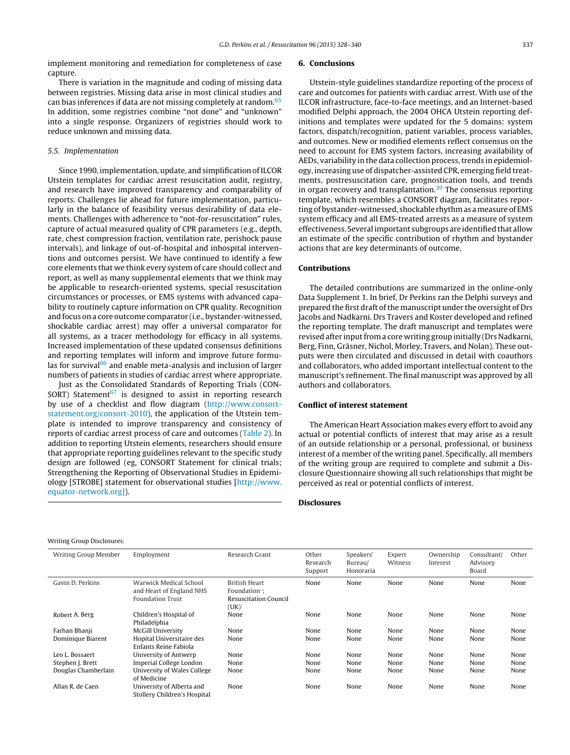implement monitoring and remediation for completeness of case capture.

There is variation in the magnitude and coding of missing data between registries. Missing data arise in most clinical studies and can bias inferences if data are not missing completely at random.[65] In addition, some registries combine "not done" and "unknown" into a single response. Organizers of registries should work to reduce unknown and missing data.

### 5.5. Implementation

Since 1990, implementation, update, and simplification of ILCOR Utstein templates for cardiac arrest resuscitation audit, registry, and research have improved transparency and comparability of reports. Challenges lie ahead for future implementation, particularly in the balance of feasibility versus desirability of data elements. Challenges with adherence to "not-for-resuscitation" rules, capture of actual measured quality of CPR parameters (e.g., depth, rate, chest compression fraction, ventilation rate, perishock pause intervals), and linkage of out-of-hospital and inhospital interventions and outcomes persist. We have continued to identify a few core elements that we think every system of care should collect and report, as well as many supplemental elements that we think may be applicable to research-oriented systems, special resuscitation circumstances or processes, or EMS systems with advanced capability to routinely capture information on CPR quality. Recognition and focus on a core outcome comparator (i.e., bystander-witnessed, shockable cardiac arrest) may offer a universal comparator for all systems, as a tracer methodology for efficacy in all systems. Increased implementation of these updated consensus definitions and reporting templates will inform and improve future formulas for survival[66] and enable meta-analysis and inclusion of larger numbers of patients in studies of cardiac arrest where appropriate.

Just as the Consolidated Standards of Reporting Trials (CONSORT) Statement[67] is designed to assist in reporting research by use of a checklist and flow diagram (http://www.consort-statement.org/consort-2010), the application of the Utstein template is intended to improve transparency and consistency of reports of cardiac arrest process of care and outcomes (Table 2). In addition to reporting Utstein elements, researchers should ensure that appropriate reporting guidelines relevant to the specific study design are followed (eg, CONSORT Statement for clinical trials; Strengthening the Reporting of Observational Studies in Epidemiology [STROBE] statement for observational studies [http://www.equator-network.org]).

## 6. Conclusions

Utstein-style guidelines standardize reporting of the process of care and outcomes for patients with cardiac arrest. With use of the ILCOR infrastructure, face-to-face meetings, and an Internet-based modified Delphi approach, the 2004 OHCA Utstein reporting definitions and templates were updated for the 5 domains: system factors, dispatch/recognition, patient variables, process variables, and outcomes. New or modified elements reflect consensus on the need to account for EMS system factors, increasing availability of AEDs, variability in the data collection process, trends in epidemiology, increasing use of dispatcher-assisted CPR, emerging field treatments, postresuscitation care, prognostication tools, and trends in organ recovery and transplantation.[39] The consensus reporting template, which resembles a CONSORT diagram, facilitates reporting of bystander-witnessed, shockable rhythm as a measure of EMS system efficacy and all EMS-treated arrests as a measure of system effectiveness. Several important subgroups are identified that allow an estimate of the specific contribution of rhythm and bystander actions that are key determinants of outcome.

## Contributions

The detailed contributions are summarized in the online-only Data Supplement 1. In brief, Dr Perkins ran the Delphi surveys and prepared the first draft of the manuscript under the oversight of Drs Jacobs and Nadkarni. Drs Travers and Koster developed and refined the reporting template. The draft manuscript and templates were revised after input from a core writing group initially (Drs Nadkarni, Berg, Finn, Gräsner, Nichol, Morley, Travers, and Nolan). These outputs were then circulated and discussed in detail with coauthors and collaborators, who added important intellectual content to the manuscript's refinement. The final manuscript was approved by all authors and collaborators.

## Conflict of interest statement

The American Heart Association makes every effort to avoid any actual or potential conflicts of interest that may arise as a result of an outside relationship or a personal, professional, or business interest of a member of the writing panel. Specifically, all members of the writing group are required to complete and submit a Disclosure Questionnaire showing all such relationships that might be perceived as real or potential conflicts of interest.

## Disclosures

Writing Group Disclosures.

| Writing Group Member | Employment | Research Grant | Other Research Support | Speakers' Bureau/ Honoraria | Expert Witness | Ownership Interest | Consultant/ Advisory Board | Other |
|---|---|---|---|---|---|---|---|---|
| Gavin D. Perkins | Warwick Medical School and Heart of England NHS Foundation Trust | British Heart Foundation[†]; Resuscitation Council (UK)[†] | None | None | None | None | None | None |
| Robert A. Berg | Children's Hospital of Philadelphia | None | None | None | None | None | None | None |
| Farhan Bhanji | McGill University | None | None | None | None | None | None | None |
| Dominique Biarent | Hopital Universitaire des Enfants Reine Fabiola | None | None | None | None | None | None | None |
| Leo L. Bossaert | University of Antwerp | None | None | None | None | None | None | None |
| Stephen J. Brett | Imperial College London | None | None | None | None | None | None | None |
| Douglas Chamberlain | University of Wales College of Medicine | None | None | None | None | None | None | None |
| Allan R. de Caen | University of Alberta and Stollery Children's Hospital | None | None | None | None | None | None | None |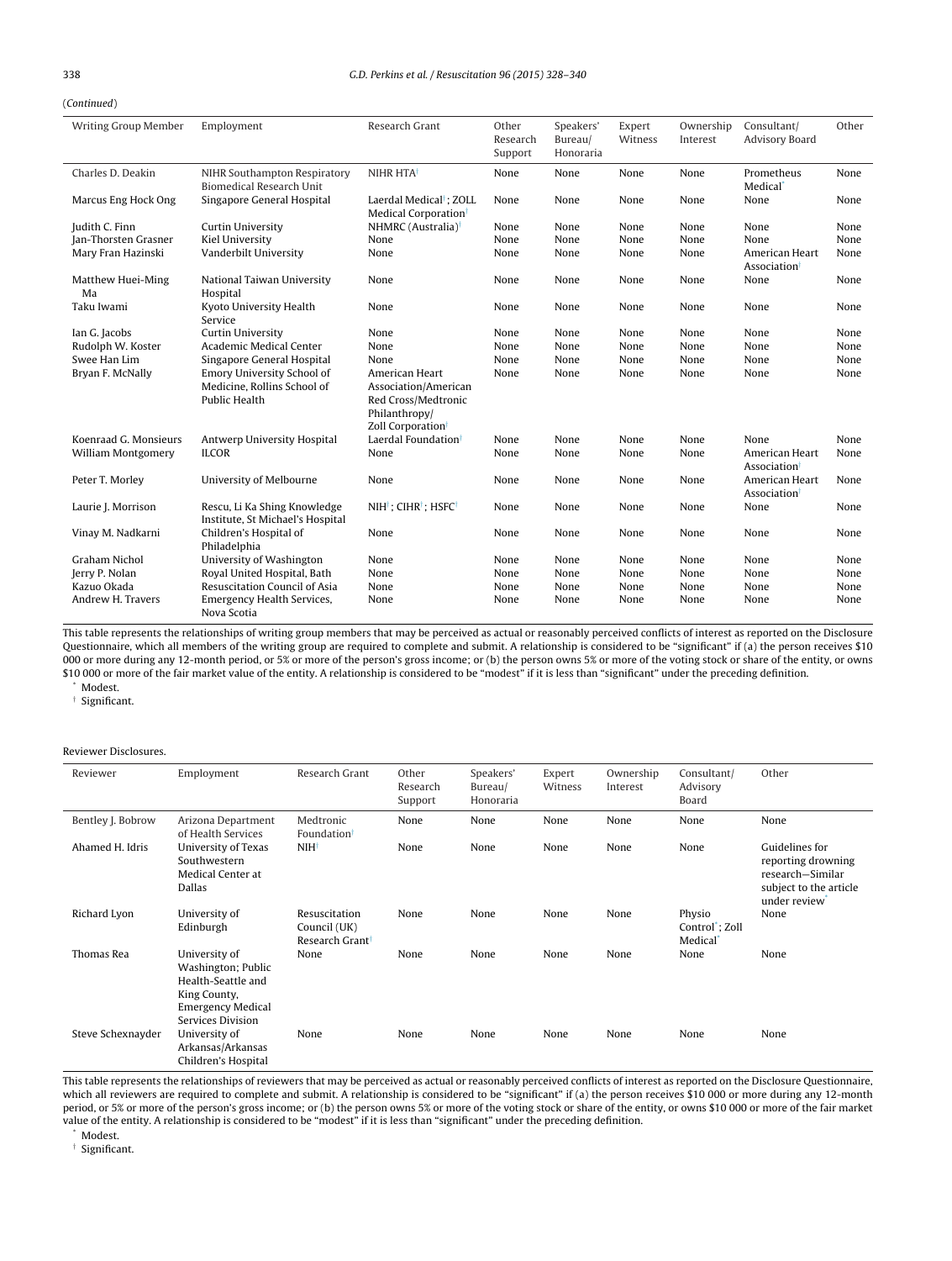(*Continued*)

| Writing Group Member | Employment | Research Grant | Other Research Support | Speakers' Bureau/ Honoraria | Expert Witness | Ownership Interest | Consultant/ Advisory Board | Other |
|---|---|---|---|---|---|---|---|---|
| Charles D. Deakin | NIHR Southampton Respiratory Biomedical Research Unit | NIHR HTA[†] | None | None | None | None | Prometheus Medical[*] | None |
| Marcus Eng Hock Ong | Singapore General Hospital | Laerdal Medical[†]; ZOLL Medical Corporation[†] | None | None | None | None | None | None |
| Judith C. Finn | Curtin University | NHMRC (Australia)[†] | None | None | None | None | None | None |
| Jan-Thorsten Grasner | Kiel University | None | None | None | None | None | None | None |
| Mary Fran Hazinski | Vanderbilt University | None | None | None | None | None | American Heart Association[†] | None |
| Matthew Huei-Ming Ma | National Taiwan University Hospital | None | None | None | None | None | None | None |
| Taku Iwami | Kyoto University Health Service | None | None | None | None | None | None | None |
| Ian G. Jacobs | Curtin University | None | None | None | None | None | None | None |
| Rudolph W. Koster | Academic Medical Center | None | None | None | None | None | None | None |
| Swee Han Lim | Singapore General Hospital | None | None | None | None | None | None | None |
| Bryan F. McNally | Emory University School of Medicine, Rollins School of Public Health | American Heart Association/American Red Cross/Medtronic Philanthropy/ Zoll Corporation[†] | None | None | None | None | None | None |
| Koenraad G. Monsieurs | Antwerp University Hospital | Laerdal Foundation[†] | None | None | None | None | None | None |
| William Montgomery | ILCOR | None | None | None | None | None | American Heart Association[†] | None |
| Peter T. Morley | University of Melbourne | None | None | None | None | None | American Heart Association[†] | None |
| Laurie J. Morrison | Rescu, Li Ka Shing Knowledge Institute, St Michael's Hospital | NIH[†]; CIHR[†]; HSFC[†] | None | None | None | None | None | None |
| Vinay M. Nadkarni | Children's Hospital of Philadelphia | None | None | None | None | None | None | None |
| Graham Nichol | University of Washington | None | None | None | None | None | None | None |
| Jerry P. Nolan | Royal United Hospital, Bath | None | None | None | None | None | None | None |
| Kazuo Okada | Resuscitation Council of Asia | None | None | None | None | None | None | None |
| Andrew H. Travers | Emergency Health Services, Nova Scotia | None | None | None | None | None | None | None |

This table represents the relationships of writing group members that may be perceived as actual or reasonably perceived conflicts of interest as reported on the Disclosure Questionnaire, which all members of the writing group are required to complete and submit. A relationship is considered to be "significant" if (a) the person receives $10 000 or more during any 12-month period, or 5% or more of the person's gross income; or (b) the person owns 5% or more of the voting stock or share of the entity, or owns $10 000 or more of the fair market value of the entity. A relationship is considered to be "modest" if it is less than "significant" under the preceding definition.

[*] Modest.

[†] Significant.

Reviewer Disclosures.

| Reviewer | Employment | Research Grant | Other Research Support | Speakers' Bureau/ Honoraria | Expert Witness | Ownership Interest | Consultant/ Advisory Board | Other |
|---|---|---|---|---|---|---|---|---|
| Bentley J. Bobrow | Arizona Department of Health Services | Medtronic Foundation[†] | None | None | None | None | None | None |
| Ahamed H. Idris | University of Texas Southwestern Medical Center at Dallas | NIH[†] | None | None | None | None | None | Guidelines for reporting drowning research—Similar subject to the article under review[*] |
| Richard Lyon | University of Edinburgh | Resuscitation Council (UK) Research Grant[†] | None | None | None | None | Physio Control[*]; Zoll Medical[*] | None |
| Thomas Rea | University of Washington; Public Health-Seattle and King County, Emergency Medical Services Division | None | None | None | None | None | None | None |
| Steve Schexnayder | University of Arkansas/Arkansas Children's Hospital | None | None | None | None | None | None | None |

This table represents the relationships of reviewers that may be perceived as actual or reasonably perceived conflicts of interest as reported on the Disclosure Questionnaire, which all reviewers are required to complete and submit. A relationship is considered to be "significant" if (a) the person receives $10 000 or more during any 12-month period, or 5% or more of the person's gross income; or (b) the person owns 5% or more of the voting stock or share of the entity, or owns $10 000 or more of the fair market value of the entity. A relationship is considered to be "modest" if it is less than "significant" under the preceding definition.

[*] Modest.

[†] Significant.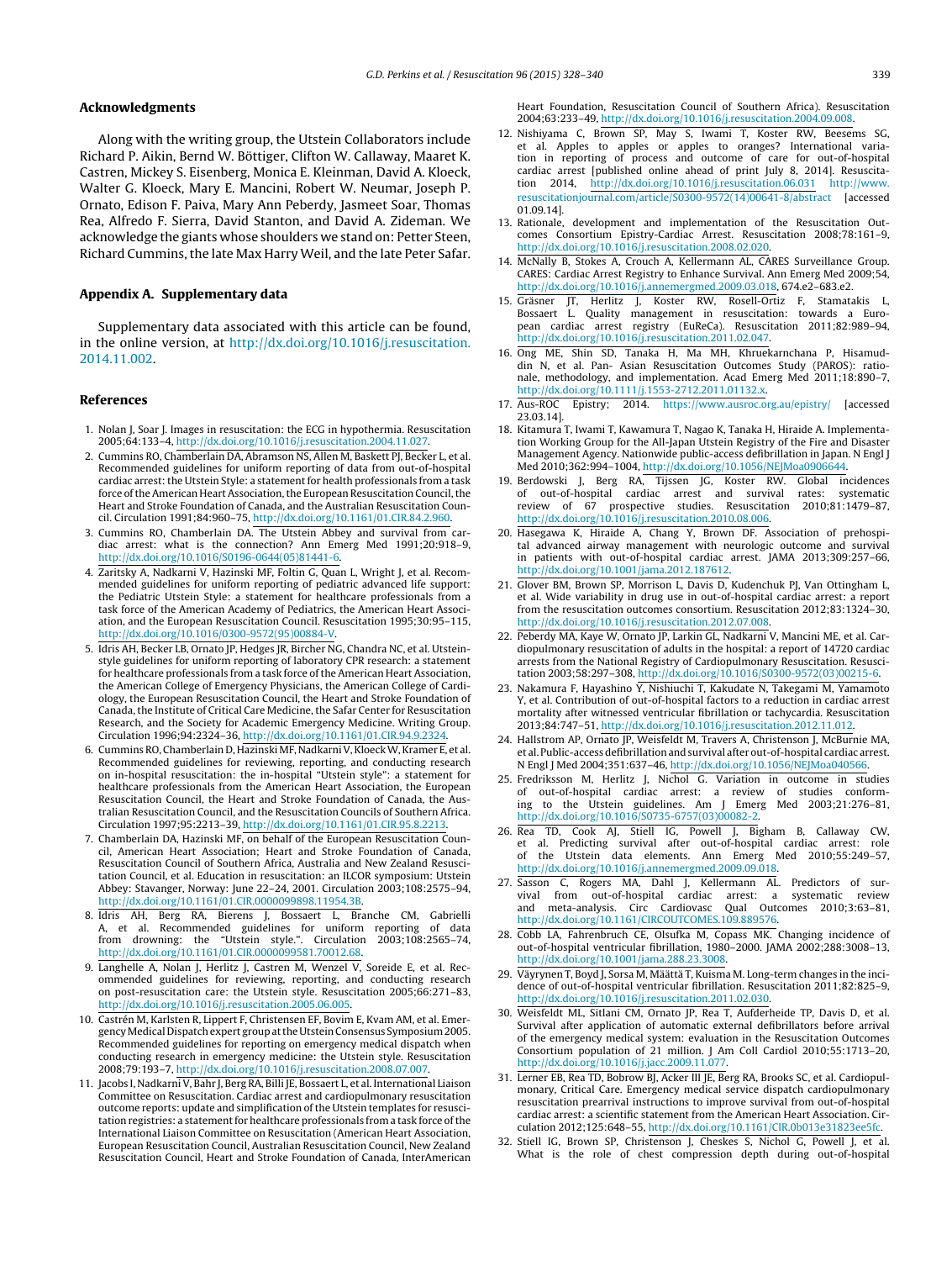## Acknowledgments

Along with the writing group, the Utstein Collaborators include Richard P. Aikin, Bernd W. Böttiger, Clifton W. Callaway, Maaret K. Castren, Mickey S. Eisenberg, Monica E. Kleinman, David A. Kloeck, Walter G. Kloeck, Mary E. Mancini, Robert W. Neumar, Joseph P. Ornato, Edison F. Paiva, Mary Ann Peberdy, Jasmeet Soar, Thomas Rea, Alfredo F. Sierra, David Stanton, and David A. Zideman. We acknowledge the giants whose shoulders we stand on: Petter Steen, Richard Cummins, the late Max Harry Weil, and the late Peter Safar.

## Appendix A. Supplementary data

Supplementary data associated with this article can be found, in the online version, at http://dx.doi.org/10.1016/j.resuscitation.2014.11.002.

## References

1. Nolan J, Soar J. Images in resuscitation: the ECG in hypothermia. Resuscitation 2005;64:133–4, http://dx.doi.org/10.1016/j.resuscitation.2004.11.027.
2. Cummins RO, Chamberlain DA, Abramson NS, Allen M, Baskett PJ, Becker L, et al. Recommended guidelines for uniform reporting of data from out-of-hospital cardiac arrest: the Utstein Style: a statement for health professionals from a task force of the American Heart Association, the European Resuscitation Council, the Heart and Stroke Foundation of Canada, and the Australian Resuscitation Council. Circulation 1991;84:960–75, http://dx.doi.org/10.1161/01.CIR.84.2.960.
3. Cummins RO, Chamberlain DA. The Utstein Abbey and survival from cardiac arrest: what is the connection? Ann Emerg Med 1991;20:918–9, http://dx.doi.org/10.1016/S0196-0644(05)81441-6.
4. Zaritsky A, Nadkarni V, Hazinski MF, Foltin G, Quan L, Wright J, et al. Recommended guidelines for uniform reporting of pediatric advanced life support: the Pediatric Utstein Style: a statement for healthcare professionals from a task force of the American Academy of Pediatrics, the American Heart Association, and the European Resuscitation Council. Resuscitation 1995;30:95–115, http://dx.doi.org/10.1016/0300-9572(95)00884-V.
5. Idris AH, Becker LB, Ornato JP, Hedges JR, Bircher NG, Chandra NC, et al. Utstein-style guidelines for uniform reporting of laboratory CPR research: a statement for healthcare professionals from a task force of the American Heart Association, the American College of Emergency Physicians, the American College of Cardiology, the European Resuscitation Council, the Heart and Stroke Foundation of Canada, the Institute of Critical Care Medicine, the Safar Center for Resuscitation Research, and the Society for Academic Emergency Medicine. Writing Group. Circulation 1996;94:2324–36, http://dx.doi.org/10.1161/01.CIR.94.9.2324.
6. Cummins RO, Chamberlain D, Hazinski MF, Nadkarni V, Kloeck W, Kramer E, et al. Recommended guidelines for reviewing, reporting, and conducting research on in-hospital resuscitation: the in-hospital "Utstein style": a statement for healthcare professionals from the American Heart Association, the European Resuscitation Council, the Heart and Stroke Foundation of Canada, the Australian Resuscitation Council, and the Resuscitation Councils of Southern Africa. Circulation 1997;95:2213–39, http://dx.doi.org/10.1161/01.CIR.95.8.2213.
7. Chamberlain DA, Hazinski MF, on behalf of the European Resuscitation Council, American Heart Association; Heart and Stroke Foundation of Canada, Resuscitation Council of Southern Africa, Australia and New Zealand Resuscitation Council, et al. Education in resuscitation: an ILCOR symposium: Utstein Abbey: Stavanger, Norway: June 22–24, 2001. Circulation 2003;108:2575–94, http://dx.doi.org/10.1161/01.CIR.0000099898.11954.3B.
8. Idris AH, Berg RA, Bierens J, Bossaert L, Branche CM, Gabrielli A, et al. Recommended guidelines for uniform reporting of data from drowning: the "Utstein style.". Circulation 2003;108:2565–74, http://dx.doi.org/10.1161/01.CIR.0000099581.70012.68.
9. Langhelle A, Nolan J, Herlitz J, Castren M, Wenzel V, Soreide E, et al. Recommended guidelines for reviewing, reporting, and conducting research on post-resuscitation care: the Utstein style. Resuscitation 2005;66:271–83, http://dx.doi.org/10.1016/j.resuscitation.2005.06.005.
10. Castrén M, Karlsten R, Lippert F, Christensen EF, Bovim E, Kvam AM, et al. Emergency Medical Dispatch expert group at the Utstein Consensus Symposium 2005. Recommended guidelines for reporting on emergency medical dispatch when conducting research in emergency medicine: the Utstein style. Resuscitation 2008;79:193–7, http://dx.doi.org/10.1016/j.resuscitation.2008.07.007.
11. Jacobs I, Nadkarni V, Bahr J, Berg RA, Billi JE, Bossaert L, et al. International Liaison Committee on Resuscitation. Cardiac arrest and cardiopulmonary resuscitation outcome reports: update and simplification of the Utstein templates for resuscitation registries: a statement for healthcare professionals from a task force of the International Liaison Committee on Resuscitation (American Heart Association, European Resuscitation Council, Australian Resuscitation Council, New Zealand Resuscitation Council, Heart and Stroke Foundation of Canada, InterAmerican Heart Foundation, Resuscitation Council of Southern Africa). Resuscitation 2004;63:233–49, http://dx.doi.org/10.1016/j.resuscitation.2004.09.008.
12. Nishiyama C, Brown SP, May S, Iwami T, Koster RW, Beesems SG, et al. Apples to apples or apples to oranges? International variation in reporting of process and outcome of care for out-of-hospital cardiac arrest [published online ahead of print July 8, 2014]. Resuscitation 2014, http://dx.doi.org/10.1016/j.resuscitation.06.031 http://www.resuscitationjournal.com/article/S0300-9572(14)00641-8/abstract [accessed 01.09.14].
13. Rationale, development and implementation of the Resuscitation Outcomes Consortium Epistry-Cardiac Arrest. Resuscitation 2008;78:161–9, http://dx.doi.org/10.1016/j.resuscitation.2008.02.020.
14. McNally B, Stokes A, Crouch A, Kellermann AL, CARES Surveillance Group. CARES: Cardiac Arrest Registry to Enhance Survival. Ann Emerg Med 2009;54, http://dx.doi.org/10.1016/j.annemergmed.2009.03.018, 674.e2–683.e2.
15. Gräsner JT, Herlitz J, Koster RW, Rosell-Ortiz F, Stamatakis L, Bossaert L. Quality management in resuscitation: towards a European cardiac arrest registry (EuReCa). Resuscitation 2011;82:989–94, http://dx.doi.org/10.1016/j.resuscitation.2011.02.047.
16. Ong ME, Shin SD, Tanaka H, Ma MH, Khruekarnchana P, Hisamuddin N, et al. Pan- Asian Resuscitation Outcomes Study (PAROS): rationale, methodology, and implementation. Acad Emerg Med 2011;18:890–7, http://dx.doi.org/10.1111/j.1553-2712.2011.01132.x.
17. Aus-ROC Epistry; 2014. https://www.ausroc.org.au/epistry/ [accessed 23.03.14].
18. Kitamura T, Iwami T, Kawamura T, Nagao K, Tanaka H, Hiraide A. Implementation Working Group for the All-Japan Utstein Registry of the Fire and Disaster Management Agency. Nationwide public-access defibrillation in Japan. N Engl J Med 2010;362:994–1004, http://dx.doi.org/10.1056/NEJMoa0906644.
19. Berdowski J, Berg RA, Tijssen JG, Koster RW. Global incidences of out-of-hospital cardiac arrest and survival rates: systematic review of 67 prospective studies. Resuscitation 2010;81:1479–87, http://dx.doi.org/10.1016/j.resuscitation.2010.08.006.
20. Hasegawa K, Hiraide A, Chang Y, Brown DF. Association of prehospital advanced airway management with neurologic outcome and survival in patients with out-of-hospital cardiac arrest. JAMA 2013;309:257–66, http://dx.doi.org/10.1001/jama.2012.187612.
21. Glover BM, Brown SP, Morrison L, Davis D, Kudenchuk PJ, Van Ottingham L, et al. Wide variability in drug use in out-of-hospital cardiac arrest: a report from the resuscitation outcomes consortium. Resuscitation 2012;83:1324–30, http://dx.doi.org/10.1016/j.resuscitation.2012.07.008.
22. Peberdy MA, Kaye W, Ornato JP, Larkin GL, Nadkarni V, Mancini ME, et al. Cardiopulmonary resuscitation of adults in the hospital: a report of 14720 cardiac arrests from the National Registry of Cardiopulmonary Resuscitation. Resuscitation 2003;58:297–308, http://dx.doi.org/10.1016/S0300-9572(03)00215-6.
23. Nakamura F, Hayashino Y, Nishiuchi T, Kakudate N, Takegami M, Yamamoto Y, et al. Contribution of out-of-hospital factors to a reduction in cardiac arrest mortality after witnessed ventricular fibrillation or tachycardia. Resuscitation 2013;84:747–51, http://dx.doi.org/10.1016/j.resuscitation.2012.11.012.
24. Hallstrom AP, Ornato JP, Weisfeldt M, Travers A, Christenson J, McBurnie MA, et al. Public-access defibrillation and survival after out-of-hospital cardiac arrest. N Engl J Med 2004;351:637–46, http://dx.doi.org/10.1056/NEJMoa040566.
25. Fredriksson M, Herlitz J, Nichol G. Variation in outcome in studies of out-of-hospital cardiac arrest: a review of studies conforming to the Utstein guidelines. Am J Emerg Med 2003;21:276–81, http://dx.doi.org/10.1016/S0735-6757(03)00082-2.
26. Rea TD, Cook AJ, Stiell IG, Powell J, Bigham B, Callaway CW, et al. Predicting survival after out-of-hospital cardiac arrest: role of the Utstein data elements. Ann Emerg Med 2010;55:249–57, http://dx.doi.org/10.1016/j.annemergmed.2009.09.018.
27. Sasson C, Rogers MA, Dahl J, Kellermann AL. Predictors of survival from out-of-hospital cardiac arrest: a systematic review and meta-analysis. Circ Cardiovasc Qual Outcomes 2010;3:63–81, http://dx.doi.org/10.1161/CIRCOUTCOMES.109.889576.
28. Cobb LA, Fahrenbruch CE, Olsufka M, Copass MK. Changing incidence of out-of-hospital ventricular fibrillation, 1980–2000. JAMA 2002;288:3008–13, http://dx.doi.org/10.1001/jama.288.23.3008.
29. Väyrynen T, Boyd J, Sorsa M, Määttä T, Kuisma M. Long-term changes in the incidence of out-of-hospital ventricular fibrillation. Resuscitation 2011;82:825–9, http://dx.doi.org/10.1016/j.resuscitation.2011.02.030.
30. Weisfeldt ML, Sitlani CM, Ornato JP, Rea T, Aufderheide TP, Davis D, et al. Survival after application of automatic external defibrillators before arrival of the emergency medical system: evaluation in the Resuscitation Outcomes Consortium population of 21 million. J Am Coll Cardiol 2010;55:1713–20, http://dx.doi.org/10.1016/j.jacc.2009.11.077.
31. Lerner EB, Rea TD, Bobrow BJ, Acker III JE, Berg RA, Brooks SC, et al. Cardiopulmonary, Critical Care. Emergency medical service dispatch cardiopulmonary resuscitation prearrival instructions to improve survival from out-of-hospital cardiac arrest: a scientific statement from the American Heart Association. Circulation 2012;125:648–55, http://dx.doi.org/10.1161/CIR.0b013e31823ee5fc.
32. Stiell IG, Brown SP, Christenson J, Cheskes S, Nichol G, Powell J, et al. What is the role of chest compression depth during out-of-hospital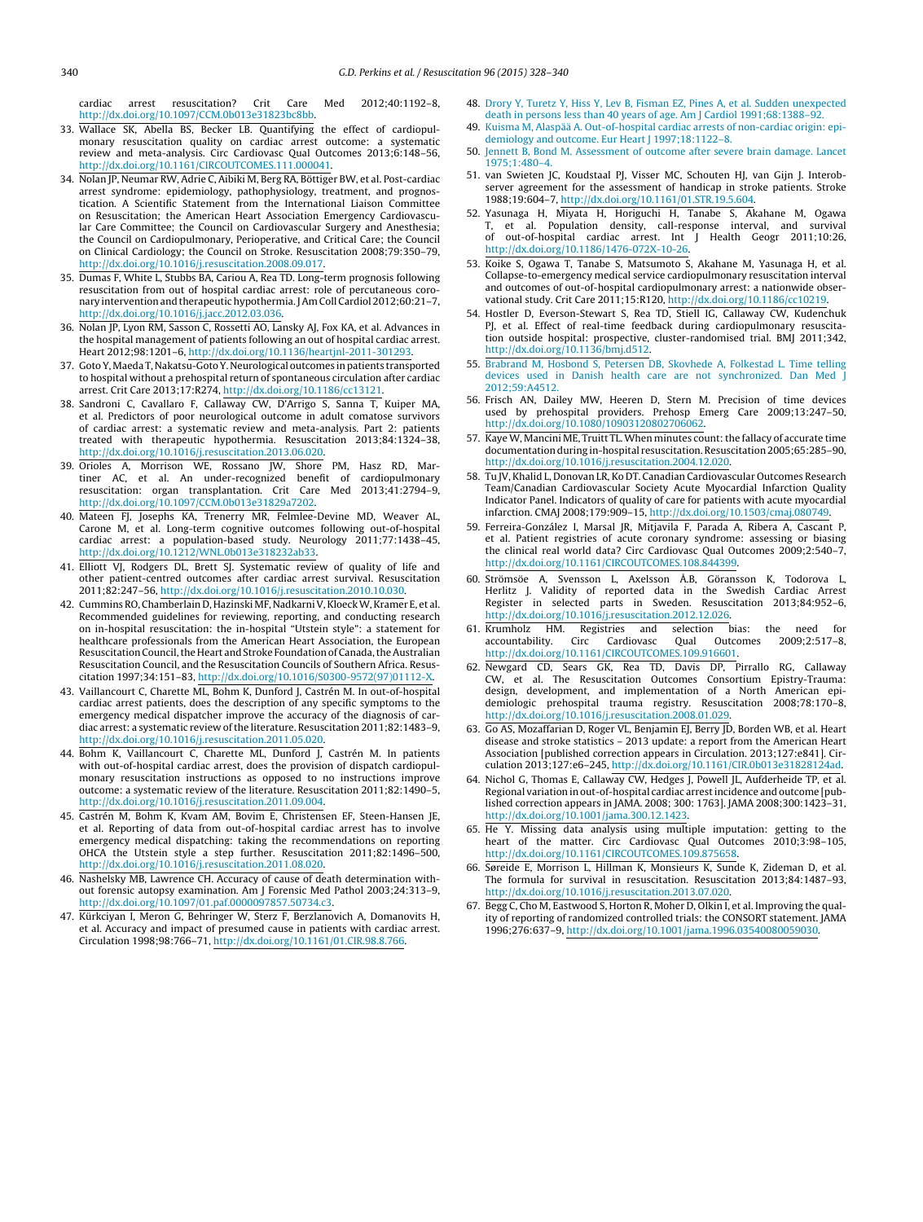cardiac arrest resuscitation? Crit Care Med 2012;40:1192–8, http://dx.doi.org/10.1097/CCM.0b013e31823bc8bb.

33. Wallace SK, Abella BS, Becker LB. Quantifying the effect of cardiopulmonary resuscitation quality on cardiac arrest outcome: a systematic review and meta-analysis. Circ Cardiovasc Qual Outcomes 2013;6:148–56, http://dx.doi.org/10.1161/CIRCOUTCOMES.111.000041.
34. Nolan JP, Neumar RW, Adrie C, Aibiki M, Berg RA, Böttiger BW, et al. Post-cardiac arrest syndrome: epidemiology, pathophysiology, treatment, and prognostication. A Scientific Statement from the International Liaison Committee on Resuscitation; the American Heart Association Emergency Cardiovascular Care Committee; the Council on Cardiovascular Surgery and Anesthesia; the Council on Cardiopulmonary, Perioperative, and Critical Care; the Council on Clinical Cardiology; the Council on Stroke. Resuscitation 2008;79:350–79, http://dx.doi.org/10.1016/j.resuscitation.2008.09.017.
35. Dumas F, White L, Stubbs BA, Cariou A, Rea TD. Long-term prognosis following resuscitation from out of hospital cardiac arrest: role of percutaneous coronary intervention and therapeutic hypothermia. J Am Coll Cardiol 2012;60:21–7, http://dx.doi.org/10.1016/j.jacc.2012.03.036.
36. Nolan JP, Lyon RM, Sasson C, Rossetti AO, Lansky AJ, Fox KA, et al. Advances in the hospital management of patients following an out of hospital cardiac arrest. Heart 2012;98:1201–6, http://dx.doi.org/10.1136/heartjnl-2011-301293.
37. Goto Y, Maeda T, Nakatsu-Goto Y. Neurological outcomes in patients transported to hospital without a prehospital return of spontaneous circulation after cardiac arrest. Crit Care 2013;17:R274, http://dx.doi.org/10.1186/cc13121.
38. Sandroni C, Cavallaro F, Callaway CW, D'Arrigo S, Sanna T, Kuiper MA, et al. Predictors of poor neurological outcome in adult comatose survivors of cardiac arrest: a systematic review and meta-analysis. Part 2: patients treated with therapeutic hypothermia. Resuscitation 2013;84:1324–38, http://dx.doi.org/10.1016/j.resuscitation.2013.06.020.
39. Orioles A, Morrison WE, Rossano JW, Shore PM, Hasz RD, Martiner AC, et al. An under-recognized benefit of cardiopulmonary resuscitation: organ transplantation. Crit Care Med 2013;41:2794–9, http://dx.doi.org/10.1097/CCM.0b013e31829a7202.
40. Mateen FJ, Josephs KA, Trenerry MR, Felmlee-Devine MD, Weaver AL, Carone M, et al. Long-term cognitive outcomes following out-of-hospital cardiac arrest: a population-based study. Neurology 2011;77:1438–45, http://dx.doi.org/10.1212/WNL.0b013e318232ab33.
41. Elliott VJ, Rodgers DL, Brett SJ. Systematic review of quality of life and other patient-centred outcomes after cardiac arrest survival. Resuscitation 2011;82:247–56, http://dx.doi.org/10.1016/j.resuscitation.2010.10.030.
42. Cummins RO, Chamberlain D, Hazinski MF, Nadkarni V, Kloeck W, Kramer E, et al. Recommended guidelines for reviewing, reporting, and conducting research on in-hospital resuscitation: the in-hospital "Utstein style": a statement for healthcare professionals from the American Heart Association, the European Resuscitation Council, the Heart and Stroke Foundation of Canada, the Australian Resuscitation Council, and the Resuscitation Councils of Southern Africa. Resuscitation 1997;34:151–83, http://dx.doi.org/10.1016/S0300-9572(97)01112-X.
43. Vaillancourt C, Charette ML, Bohm K, Dunford J, Castrén M. In out-of-hospital cardiac arrest patients, does the description of any specific symptoms to the emergency medical dispatcher improve the accuracy of the diagnosis of cardiac arrest: a systematic review of the literature. Resuscitation 2011;82:1483–9, http://dx.doi.org/10.1016/j.resuscitation.2011.05.020.
44. Bohm K, Vaillancourt C, Charette ML, Dunford J, Castrén M. In patients with out-of-hospital cardiac arrest, does the provision of dispatch cardiopulmonary resuscitation instructions as opposed to no instructions improve outcome: a systematic review of the literature. Resuscitation 2011;82:1490–5, http://dx.doi.org/10.1016/j.resuscitation.2011.09.004.
45. Castrén M, Bohm K, Kvam AM, Bovim E, Christensen EF, Steen-Hansen JE, et al. Reporting of data from out-of-hospital cardiac arrest has to involve emergency medical dispatching: taking the recommendations on reporting OHCA the Utstein style a step further. Resuscitation 2011;82:1496–500, http://dx.doi.org/10.1016/j.resuscitation.2011.08.020.
46. Nashelsky MB, Lawrence CH. Accuracy of cause of death determination without forensic autopsy examination. Am J Forensic Med Pathol 2003;24:313–9, http://dx.doi.org/10.1097/01.paf.0000097857.50734.c3.
47. Kürkciyan I, Meron G, Behringer W, Sterz F, Berzlanovich A, Domanovits H, et al. Accuracy and impact of presumed cause in patients with cardiac arrest. Circulation 1998;98:766–71, http://dx.doi.org/10.1161/01.CIR.98.8.766.
48. Drory Y, Turetz Y, Hiss Y, Lev B, Fisman EZ, Pines A, et al. Sudden unexpected death in persons less than 40 years of age. Am J Cardiol 1991;68:1388–92.
49. Kuisma M, Alaspää A. Out-of-hospital cardiac arrests of non-cardiac origin: epidemiology and outcome. Eur Heart J 1997;18:1122–8.
50. Jennett B, Bond M. Assessment of outcome after severe brain damage. Lancet 1975;1:480–4.
51. van Swieten JC, Koudstaal PJ, Visser MC, Schouten HJ, van Gijn J. Interobserver agreement for the assessment of handicap in stroke patients. Stroke 1988;19:604–7, http://dx.doi.org/10.1161/01.STR.19.5.604.
52. Yasunaga H, Miyata H, Horiguchi H, Tanabe S, Akahane M, Ogawa T, et al. Population density, call-response interval, and survival of out-of-hospital cardiac arrest. Int J Health Geogr 2011;10:26, http://dx.doi.org/10.1186/1476-072X-10-26.
53. Koike S, Ogawa T, Tanabe S, Matsumoto S, Akahane M, Yasunaga H, et al. Collapse-to-emergency medical service cardiopulmonary resuscitation interval and outcomes of out-of-hospital cardiopulmonary arrest: a nationwide observational study. Crit Care 2011;15:R120, http://dx.doi.org/10.1186/cc10219.
54. Hostler D, Everson-Stewart S, Rea TD, Stiell IG, Callaway CW, Kudenchuk PJ, et al. Effect of real-time feedback during cardiopulmonary resuscitation outside hospital: prospective, cluster-randomised trial. BMJ 2011;342, http://dx.doi.org/10.1136/bmj.d512.
55. Brabrand M, Hosbond S, Petersen DB, Skovhede A, Folkestad L. Time telling devices used in Danish health care are not synchronized. Dan Med J 2012;59:A4512.
56. Frisch AN, Dailey MW, Heeren D, Stern M. Precision of time devices used by prehospital providers. Prehosp Emerg Care 2009;13:247–50, http://dx.doi.org/10.1080/10903120802706062.
57. Kaye W, Mancini ME, Truitt TL. When minutes count: the fallacy of accurate time documentation during in-hospital resuscitation. Resuscitation 2005;65:285–90, http://dx.doi.org/10.1016/j.resuscitation.2004.12.020.
58. Tu JV, Khalid L, Donovan LR, Ko DT. Canadian Cardiovascular Outcomes Research Team/Canadian Cardiovascular Society Acute Myocardial Infarction Quality Indicator Panel. Indicators of quality of care for patients with acute myocardial infarction. CMAJ 2008;179:909–15, http://dx.doi.org/10.1503/cmaj.080749.
59. Ferreira-González I, Marsal JR, Mitjavila F, Parada A, Ribera A, Cascant P, et al. Patient registries of acute coronary syndrome: assessing or biasing the clinical real world data? Circ Cardiovasc Qual Outcomes 2009;2:540–7, http://dx.doi.org/10.1161/CIRCOUTCOMES.108.844399.
60. Strömsöe A, Svensson L, Axelsson Å.B, Göransson K, Todorova L, Herlitz J. Validity of reported data in the Swedish Cardiac Arrest Register in selected parts in Sweden. Resuscitation 2013;84:952–6, http://dx.doi.org/10.1016/j.resuscitation.2012.12.026.
61. Krumholz HM. Registries and selection bias: the need for accountability. Circ Cardiovasc Qual Outcomes 2009;2:517–8, http://dx.doi.org/10.1161/CIRCOUTCOMES.109.916601.
62. Newgard CD, Sears GK, Rea TD, Davis DP, Pirrallo RG, Callaway CW, et al. The Resuscitation Outcomes Consortium Epistry-Trauma: design, development, and implementation of a North American epidemiologic prehospital trauma registry. Resuscitation 2008;78:170–8, http://dx.doi.org/10.1016/j.resuscitation.2008.01.029.
63. Go AS, Mozaffarian D, Roger VL, Benjamin EJ, Berry JD, Borden WB, et al. Heart disease and stroke statistics – 2013 update: a report from the American Heart Association [published correction appears in Circulation. 2013;127:e841]. Circulation 2013;127:e6–245, http://dx.doi.org/10.1161/CIR.0b013e31828124ad.
64. Nichol G, Thomas E, Callaway CW, Hedges J, Powell JL, Aufderheide TP, et al. Regional variation in out-of-hospital cardiac arrest incidence and outcome [published correction appears in JAMA. 2008; 300: 1763]. JAMA 2008;300:1423–31, http://dx.doi.org/10.1001/jama.300.12.1423.
65. He Y. Missing data analysis using multiple imputation: getting to the heart of the matter. Circ Cardiovasc Qual Outcomes 2010;3:98–105, http://dx.doi.org/10.1161/CIRCOUTCOMES.109.875658.
66. Søreide E, Morrison L, Hillman K, Monsieurs K, Sunde K, Zideman D, et al. The formula for survival in resuscitation. Resuscitation 2013;84:1487–93, http://dx.doi.org/10.1016/j.resuscitation.2013.07.020.
67. Begg C, Cho M, Eastwood S, Horton R, Moher D, Olkin I, et al. Improving the quality of reporting of randomized controlled trials: the CONSORT statement. JAMA 1996;276:637–9, http://dx.doi.org/10.1001/jama.1996.03540080059030.